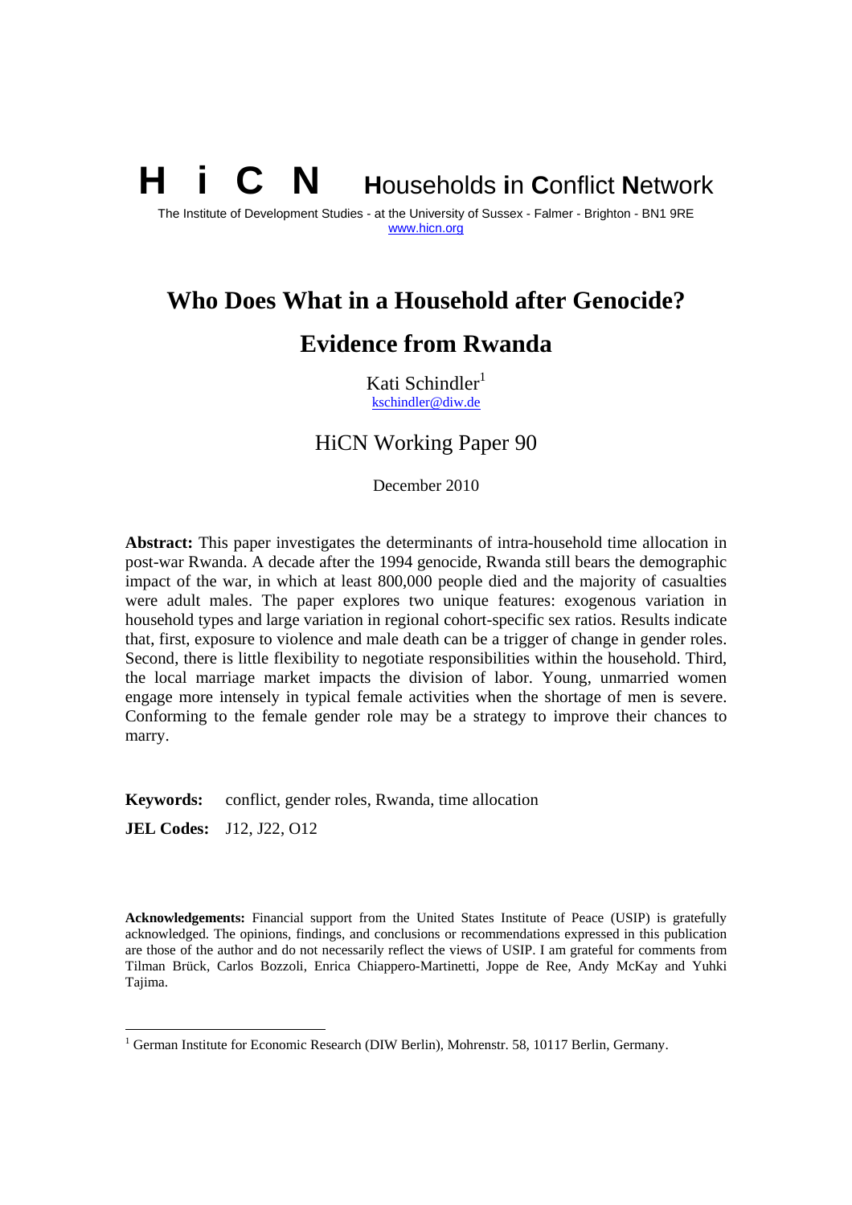**H i C N** **H**ouseholds **i**n **C**onflict **N**etwork

The Institute of Development Studies - at the University of Sussex - Falmer - Brighton - BN1 9RE
www.hicn.org

# Who Does What in a Household after Genocide? Evidence from Rwanda

Kati Schindler[1]
kschindler@diw.de

HiCN Working Paper 90

December 2010

**Abstract:** This paper investigates the determinants of intra-household time allocation in post-war Rwanda. A decade after the 1994 genocide, Rwanda still bears the demographic impact of the war, in which at least 800,000 people died and the majority of casualties were adult males. The paper explores two unique features: exogenous variation in household types and large variation in regional cohort-specific sex ratios. Results indicate that, first, exposure to violence and male death can be a trigger of change in gender roles. Second, there is little flexibility to negotiate responsibilities within the household. Third, the local marriage market impacts the division of labor. Young, unmarried women engage more intensely in typical female activities when the shortage of men is severe. Conforming to the female gender role may be a strategy to improve their chances to marry.

**Keywords:** conflict, gender roles, Rwanda, time allocation

**JEL Codes:** J12, J22, O12

**Acknowledgements:** Financial support from the United States Institute of Peace (USIP) is gratefully acknowledged. The opinions, findings, and conclusions or recommendations expressed in this publication are those of the author and do not necessarily reflect the views of USIP. I am grateful for comments from Tilman Brück, Carlos Bozzoli, Enrica Chiappero-Martinetti, Joppe de Ree, Andy McKay and Yuhki Tajima.

---

[1] German Institute for Economic Research (DIW Berlin), Mohrenstr. 58, 10117 Berlin, Germany.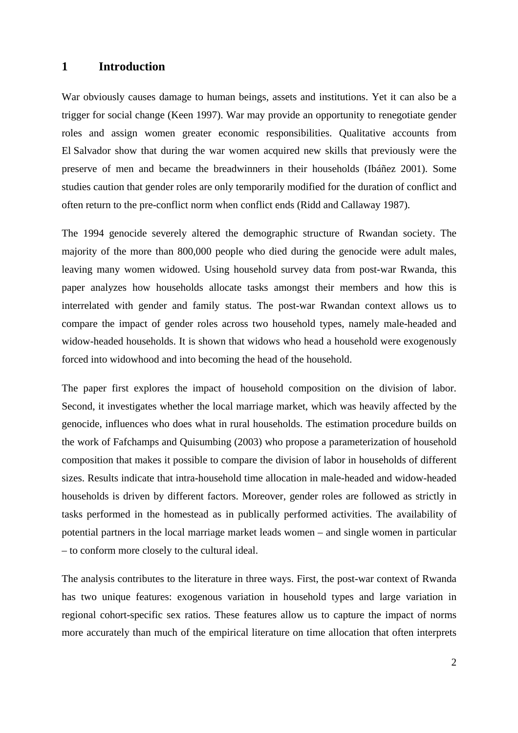# 1 Introduction

War obviously causes damage to human beings, assets and institutions. Yet it can also be a trigger for social change (Keen 1997). War may provide an opportunity to renegotiate gender roles and assign women greater economic responsibilities. Qualitative accounts from El Salvador show that during the war women acquired new skills that previously were the preserve of men and became the breadwinners in their households (Ibáñez 2001). Some studies caution that gender roles are only temporarily modified for the duration of conflict and often return to the pre-conflict norm when conflict ends (Ridd and Callaway 1987).

The 1994 genocide severely altered the demographic structure of Rwandan society. The majority of the more than 800,000 people who died during the genocide were adult males, leaving many women widowed. Using household survey data from post-war Rwanda, this paper analyzes how households allocate tasks amongst their members and how this is interrelated with gender and family status. The post-war Rwandan context allows us to compare the impact of gender roles across two household types, namely male-headed and widow-headed households. It is shown that widows who head a household were exogenously forced into widowhood and into becoming the head of the household.

The paper first explores the impact of household composition on the division of labor. Second, it investigates whether the local marriage market, which was heavily affected by the genocide, influences who does what in rural households. The estimation procedure builds on the work of Fafchamps and Quisumbing (2003) who propose a parameterization of household composition that makes it possible to compare the division of labor in households of different sizes. Results indicate that intra-household time allocation in male-headed and widow-headed households is driven by different factors. Moreover, gender roles are followed as strictly in tasks performed in the homestead as in publically performed activities. The availability of potential partners in the local marriage market leads women – and single women in particular – to conform more closely to the cultural ideal.

The analysis contributes to the literature in three ways. First, the post-war context of Rwanda has two unique features: exogenous variation in household types and large variation in regional cohort-specific sex ratios. These features allow us to capture the impact of norms more accurately than much of the empirical literature on time allocation that often interprets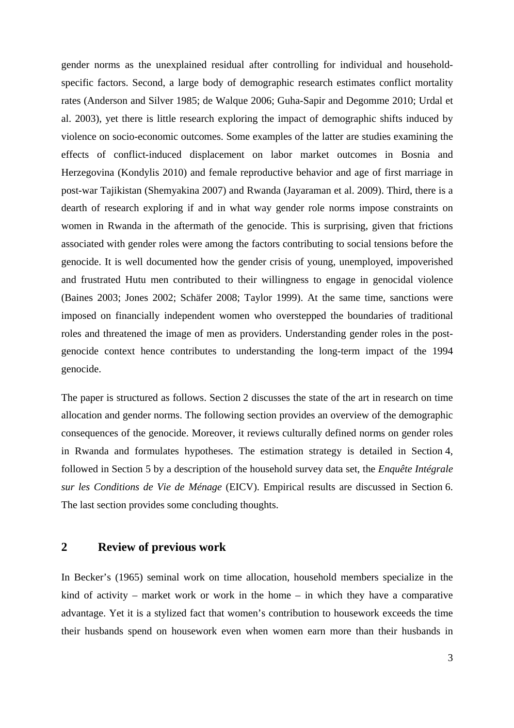gender norms as the unexplained residual after controlling for individual and household-specific factors. Second, a large body of demographic research estimates conflict mortality rates (Anderson and Silver 1985; de Walque 2006; Guha-Sapir and Degomme 2010; Urdal et al. 2003), yet there is little research exploring the impact of demographic shifts induced by violence on socio-economic outcomes. Some examples of the latter are studies examining the effects of conflict-induced displacement on labor market outcomes in Bosnia and Herzegovina (Kondylis 2010) and female reproductive behavior and age of first marriage in post-war Tajikistan (Shemyakina 2007) and Rwanda (Jayaraman et al. 2009). Third, there is a dearth of research exploring if and in what way gender role norms impose constraints on women in Rwanda in the aftermath of the genocide. This is surprising, given that frictions associated with gender roles were among the factors contributing to social tensions before the genocide. It is well documented how the gender crisis of young, unemployed, impoverished and frustrated Hutu men contributed to their willingness to engage in genocidal violence (Baines 2003; Jones 2002; Schäfer 2008; Taylor 1999). At the same time, sanctions were imposed on financially independent women who overstepped the boundaries of traditional roles and threatened the image of men as providers. Understanding gender roles in the post-genocide context hence contributes to understanding the long-term impact of the 1994 genocide.

The paper is structured as follows. Section 2 discusses the state of the art in research on time allocation and gender norms. The following section provides an overview of the demographic consequences of the genocide. Moreover, it reviews culturally defined norms on gender roles in Rwanda and formulates hypotheses. The estimation strategy is detailed in Section 4, followed in Section 5 by a description of the household survey data set, the *Enquête Intégrale sur les Conditions de Vie de Ménage* (EICV). Empirical results are discussed in Section 6. The last section provides some concluding thoughts.

## 2 Review of previous work

In Becker's (1965) seminal work on time allocation, household members specialize in the kind of activity – market work or work in the home – in which they have a comparative advantage. Yet it is a stylized fact that women's contribution to housework exceeds the time their husbands spend on housework even when women earn more than their husbands in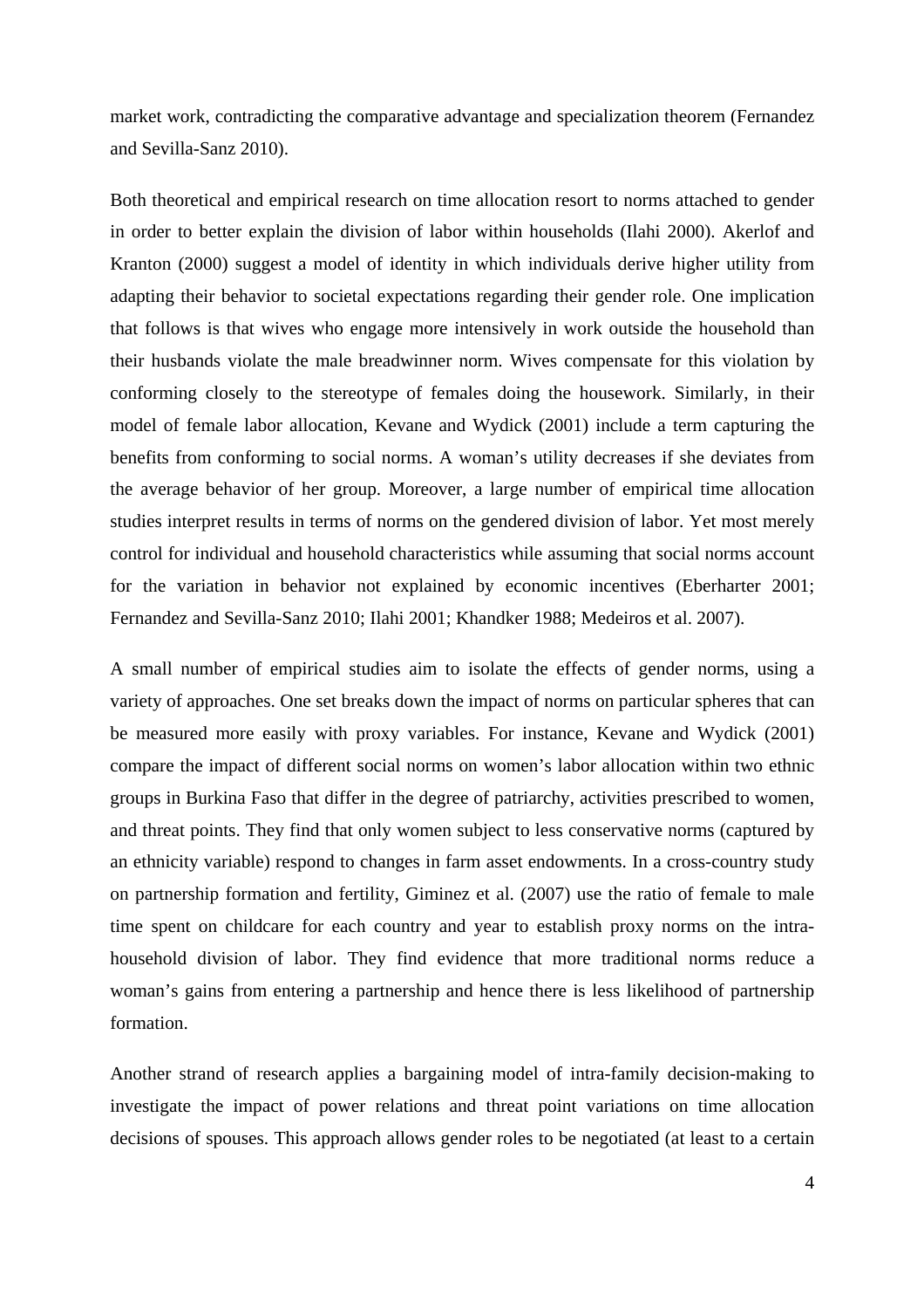market work, contradicting the comparative advantage and specialization theorem (Fernandez and Sevilla-Sanz 2010).

Both theoretical and empirical research on time allocation resort to norms attached to gender in order to better explain the division of labor within households (Ilahi 2000). Akerlof and Kranton (2000) suggest a model of identity in which individuals derive higher utility from adapting their behavior to societal expectations regarding their gender role. One implication that follows is that wives who engage more intensively in work outside the household than their husbands violate the male breadwinner norm. Wives compensate for this violation by conforming closely to the stereotype of females doing the housework. Similarly, in their model of female labor allocation, Kevane and Wydick (2001) include a term capturing the benefits from conforming to social norms. A woman's utility decreases if she deviates from the average behavior of her group. Moreover, a large number of empirical time allocation studies interpret results in terms of norms on the gendered division of labor. Yet most merely control for individual and household characteristics while assuming that social norms account for the variation in behavior not explained by economic incentives (Eberharter 2001; Fernandez and Sevilla-Sanz 2010; Ilahi 2001; Khandker 1988; Medeiros et al. 2007).

A small number of empirical studies aim to isolate the effects of gender norms, using a variety of approaches. One set breaks down the impact of norms on particular spheres that can be measured more easily with proxy variables. For instance, Kevane and Wydick (2001) compare the impact of different social norms on women's labor allocation within two ethnic groups in Burkina Faso that differ in the degree of patriarchy, activities prescribed to women, and threat points. They find that only women subject to less conservative norms (captured by an ethnicity variable) respond to changes in farm asset endowments. In a cross-country study on partnership formation and fertility, Giminez et al. (2007) use the ratio of female to male time spent on childcare for each country and year to establish proxy norms on the intra-household division of labor. They find evidence that more traditional norms reduce a woman's gains from entering a partnership and hence there is less likelihood of partnership formation.

Another strand of research applies a bargaining model of intra-family decision-making to investigate the impact of power relations and threat point variations on time allocation decisions of spouses. This approach allows gender roles to be negotiated (at least to a certain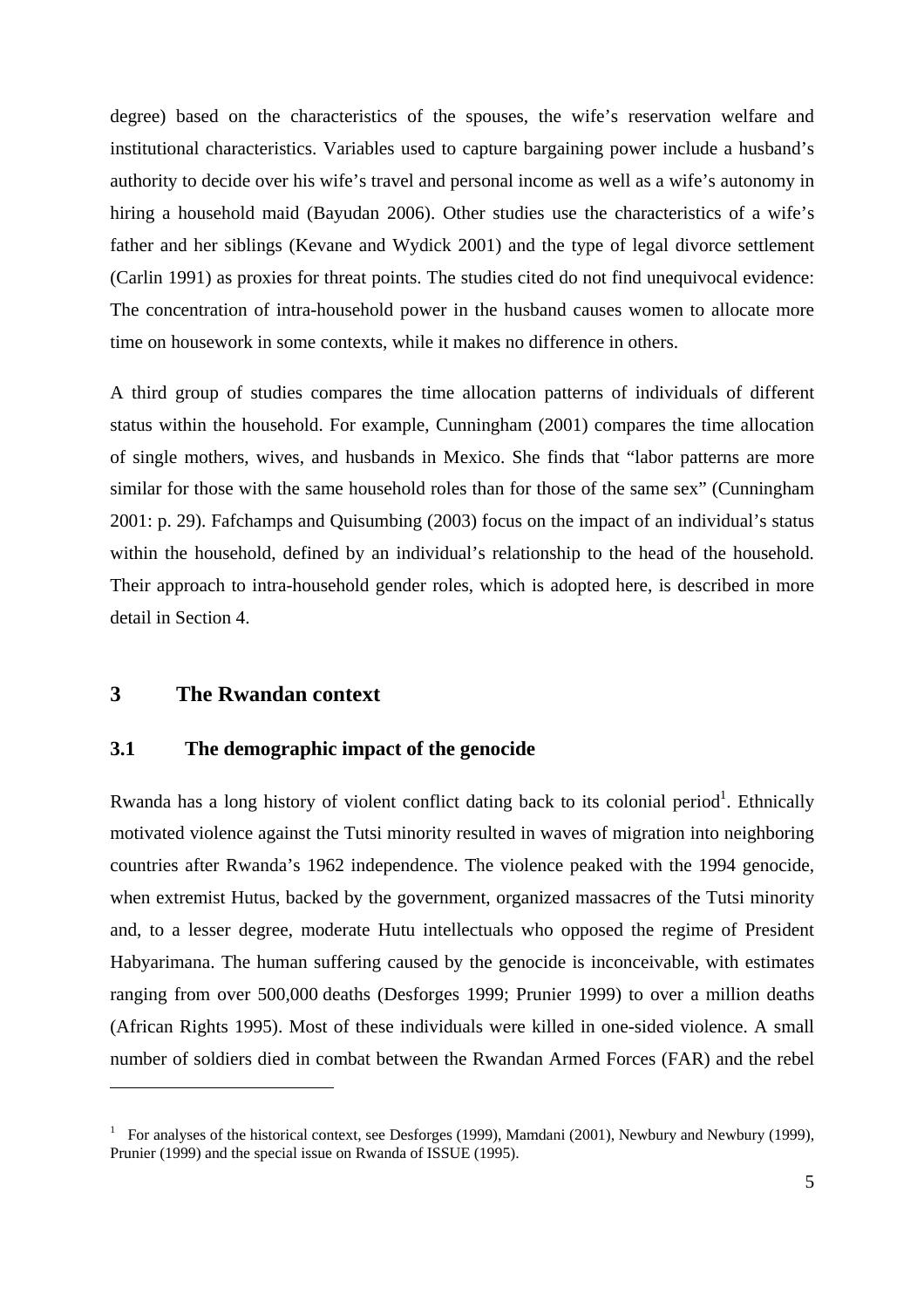degree) based on the characteristics of the spouses, the wife's reservation welfare and institutional characteristics. Variables used to capture bargaining power include a husband's authority to decide over his wife's travel and personal income as well as a wife's autonomy in hiring a household maid (Bayudan 2006). Other studies use the characteristics of a wife's father and her siblings (Kevane and Wydick 2001) and the type of legal divorce settlement (Carlin 1991) as proxies for threat points. The studies cited do not find unequivocal evidence: The concentration of intra-household power in the husband causes women to allocate more time on housework in some contexts, while it makes no difference in others.

A third group of studies compares the time allocation patterns of individuals of different status within the household. For example, Cunningham (2001) compares the time allocation of single mothers, wives, and husbands in Mexico. She finds that "labor patterns are more similar for those with the same household roles than for those of the same sex" (Cunningham 2001: p. 29). Fafchamps and Quisumbing (2003) focus on the impact of an individual's status within the household, defined by an individual's relationship to the head of the household. Their approach to intra-household gender roles, which is adopted here, is described in more detail in Section 4.

## 3 The Rwandan context

### 3.1 The demographic impact of the genocide

Rwanda has a long history of violent conflict dating back to its colonial period[1]. Ethnically motivated violence against the Tutsi minority resulted in waves of migration into neighboring countries after Rwanda's 1962 independence. The violence peaked with the 1994 genocide, when extremist Hutus, backed by the government, organized massacres of the Tutsi minority and, to a lesser degree, moderate Hutu intellectuals who opposed the regime of President Habyarimana. The human suffering caused by the genocide is inconceivable, with estimates ranging from over 500,000 deaths (Desforges 1999; Prunier 1999) to over a million deaths (African Rights 1995). Most of these individuals were killed in one-sided violence. A small number of soldiers died in combat between the Rwandan Armed Forces (FAR) and the rebel

[1] For analyses of the historical context, see Desforges (1999), Mamdani (2001), Newbury and Newbury (1999), Prunier (1999) and the special issue on Rwanda of ISSUE (1995).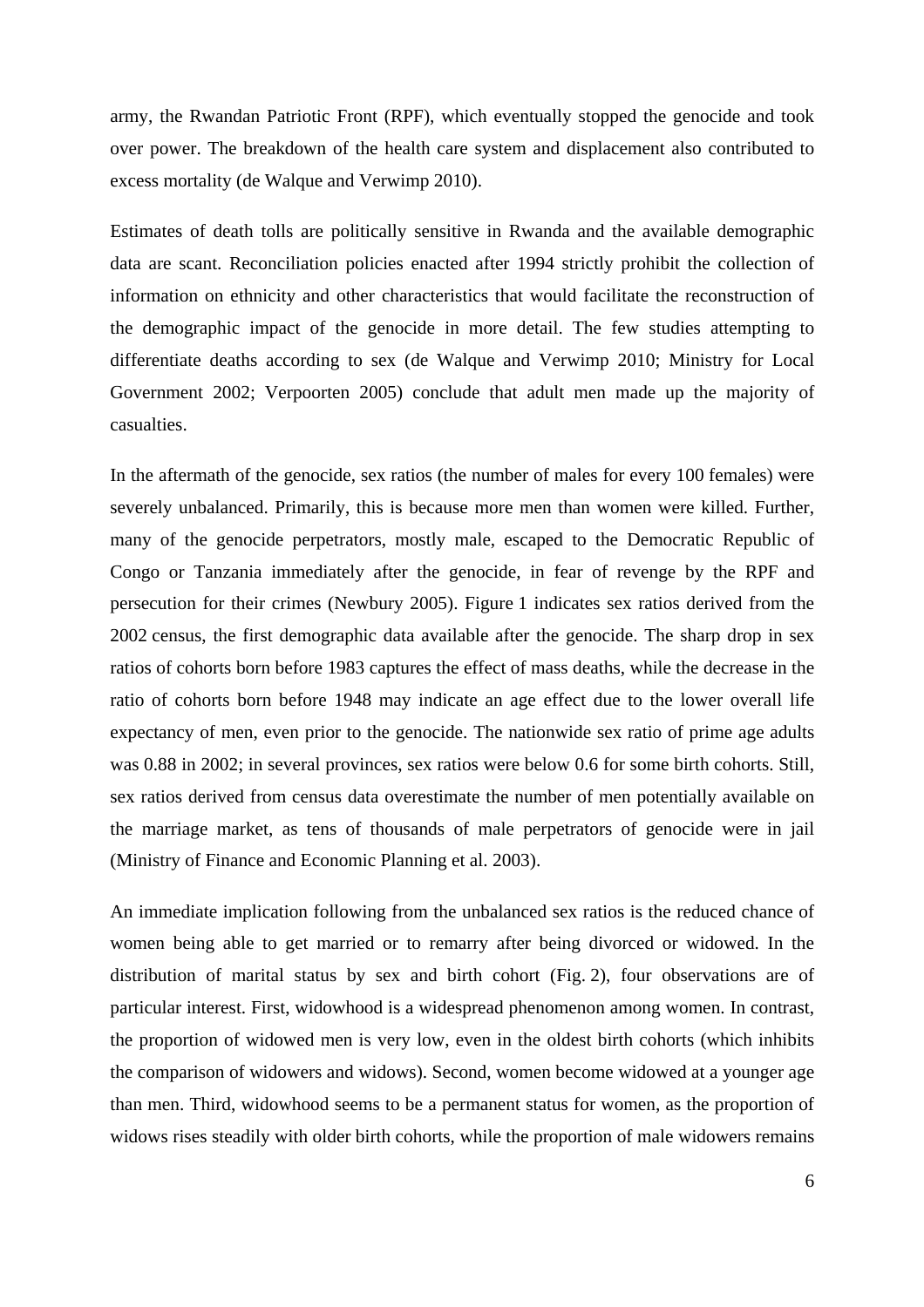army, the Rwandan Patriotic Front (RPF), which eventually stopped the genocide and took over power. The breakdown of the health care system and displacement also contributed to excess mortality (de Walque and Verwimp 2010).

Estimates of death tolls are politically sensitive in Rwanda and the available demographic data are scant. Reconciliation policies enacted after 1994 strictly prohibit the collection of information on ethnicity and other characteristics that would facilitate the reconstruction of the demographic impact of the genocide in more detail. The few studies attempting to differentiate deaths according to sex (de Walque and Verwimp 2010; Ministry for Local Government 2002; Verpoorten 2005) conclude that adult men made up the majority of casualties.

In the aftermath of the genocide, sex ratios (the number of males for every 100 females) were severely unbalanced. Primarily, this is because more men than women were killed. Further, many of the genocide perpetrators, mostly male, escaped to the Democratic Republic of Congo or Tanzania immediately after the genocide, in fear of revenge by the RPF and persecution for their crimes (Newbury 2005). Figure 1 indicates sex ratios derived from the 2002 census, the first demographic data available after the genocide. The sharp drop in sex ratios of cohorts born before 1983 captures the effect of mass deaths, while the decrease in the ratio of cohorts born before 1948 may indicate an age effect due to the lower overall life expectancy of men, even prior to the genocide. The nationwide sex ratio of prime age adults was 0.88 in 2002; in several provinces, sex ratios were below 0.6 for some birth cohorts. Still, sex ratios derived from census data overestimate the number of men potentially available on the marriage market, as tens of thousands of male perpetrators of genocide were in jail (Ministry of Finance and Economic Planning et al. 2003).

An immediate implication following from the unbalanced sex ratios is the reduced chance of women being able to get married or to remarry after being divorced or widowed. In the distribution of marital status by sex and birth cohort (Fig. 2), four observations are of particular interest. First, widowhood is a widespread phenomenon among women. In contrast, the proportion of widowed men is very low, even in the oldest birth cohorts (which inhibits the comparison of widowers and widows). Second, women become widowed at a younger age than men. Third, widowhood seems to be a permanent status for women, as the proportion of widows rises steadily with older birth cohorts, while the proportion of male widowers remains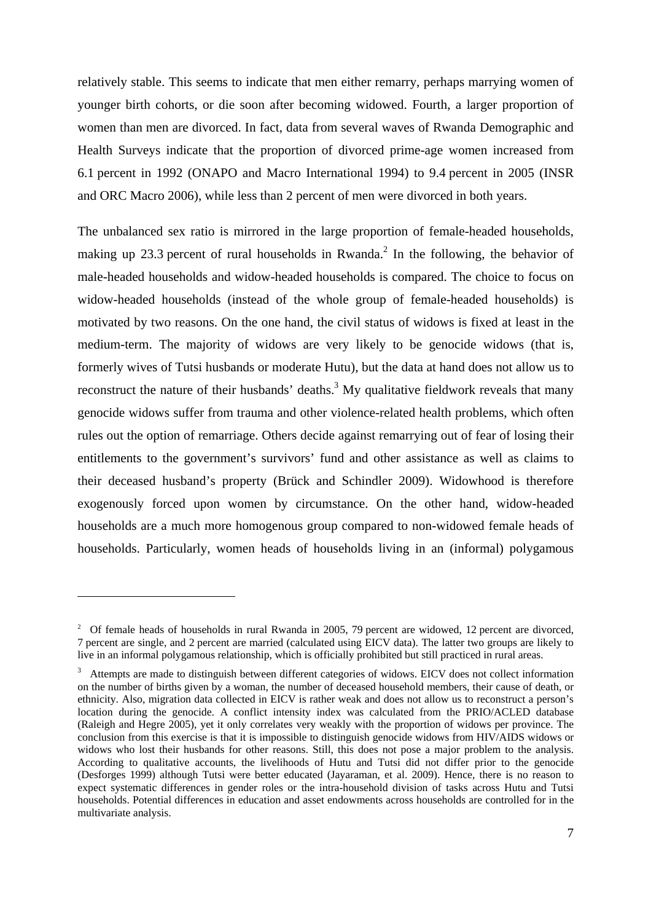relatively stable. This seems to indicate that men either remarry, perhaps marrying women of younger birth cohorts, or die soon after becoming widowed. Fourth, a larger proportion of women than men are divorced. In fact, data from several waves of Rwanda Demographic and Health Surveys indicate that the proportion of divorced prime-age women increased from 6.1 percent in 1992 (ONAPO and Macro International 1994) to 9.4 percent in 2005 (INSR and ORC Macro 2006), while less than 2 percent of men were divorced in both years.

The unbalanced sex ratio is mirrored in the large proportion of female-headed households, making up 23.3 percent of rural households in Rwanda.[2] In the following, the behavior of male-headed households and widow-headed households is compared. The choice to focus on widow-headed households (instead of the whole group of female-headed households) is motivated by two reasons. On the one hand, the civil status of widows is fixed at least in the medium-term. The majority of widows are very likely to be genocide widows (that is, formerly wives of Tutsi husbands or moderate Hutu), but the data at hand does not allow us to reconstruct the nature of their husbands' deaths.[3] My qualitative fieldwork reveals that many genocide widows suffer from trauma and other violence-related health problems, which often rules out the option of remarriage. Others decide against remarrying out of fear of losing their entitlements to the government's survivors' fund and other assistance as well as claims to their deceased husband's property (Brück and Schindler 2009). Widowhood is therefore exogenously forced upon women by circumstance. On the other hand, widow-headed households are a much more homogenous group compared to non-widowed female heads of households. Particularly, women heads of households living in an (informal) polygamous

---

[2] Of female heads of households in rural Rwanda in 2005, 79 percent are widowed, 12 percent are divorced, 7 percent are single, and 2 percent are married (calculated using EICV data). The latter two groups are likely to live in an informal polygamous relationship, which is officially prohibited but still practiced in rural areas.

[3] Attempts are made to distinguish between different categories of widows. EICV does not collect information on the number of births given by a woman, the number of deceased household members, their cause of death, or ethnicity. Also, migration data collected in EICV is rather weak and does not allow us to reconstruct a person's location during the genocide. A conflict intensity index was calculated from the PRIO/ACLED database (Raleigh and Hegre 2005), yet it only correlates very weakly with the proportion of widows per province. The conclusion from this exercise is that it is impossible to distinguish genocide widows from HIV/AIDS widows or widows who lost their husbands for other reasons. Still, this does not pose a major problem to the analysis. According to qualitative accounts, the livelihoods of Hutu and Tutsi did not differ prior to the genocide (Desforges 1999) although Tutsi were better educated (Jayaraman, et al. 2009). Hence, there is no reason to expect systematic differences in gender roles or the intra-household division of tasks across Hutu and Tutsi households. Potential differences in education and asset endowments across households are controlled for in the multivariate analysis.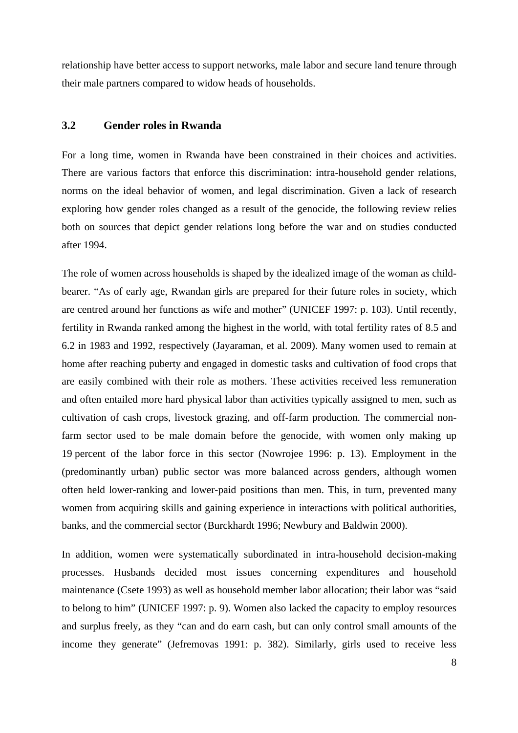relationship have better access to support networks, male labor and secure land tenure through their male partners compared to widow heads of households.

## 3.2 Gender roles in Rwanda

For a long time, women in Rwanda have been constrained in their choices and activities. There are various factors that enforce this discrimination: intra-household gender relations, norms on the ideal behavior of women, and legal discrimination. Given a lack of research exploring how gender roles changed as a result of the genocide, the following review relies both on sources that depict gender relations long before the war and on studies conducted after 1994.

The role of women across households is shaped by the idealized image of the woman as child-bearer. "As of early age, Rwandan girls are prepared for their future roles in society, which are centred around her functions as wife and mother" (UNICEF 1997: p. 103). Until recently, fertility in Rwanda ranked among the highest in the world, with total fertility rates of 8.5 and 6.2 in 1983 and 1992, respectively (Jayaraman, et al. 2009). Many women used to remain at home after reaching puberty and engaged in domestic tasks and cultivation of food crops that are easily combined with their role as mothers. These activities received less remuneration and often entailed more hard physical labor than activities typically assigned to men, such as cultivation of cash crops, livestock grazing, and off-farm production. The commercial non-farm sector used to be male domain before the genocide, with women only making up 19 percent of the labor force in this sector (Nowrojee 1996: p. 13). Employment in the (predominantly urban) public sector was more balanced across genders, although women often held lower-ranking and lower-paid positions than men. This, in turn, prevented many women from acquiring skills and gaining experience in interactions with political authorities, banks, and the commercial sector (Burckhardt 1996; Newbury and Baldwin 2000).

In addition, women were systematically subordinated in intra-household decision-making processes. Husbands decided most issues concerning expenditures and household maintenance (Csete 1993) as well as household member labor allocation; their labor was "said to belong to him" (UNICEF 1997: p. 9). Women also lacked the capacity to employ resources and surplus freely, as they "can and do earn cash, but can only control small amounts of the income they generate" (Jefremovas 1991: p. 382). Similarly, girls used to receive less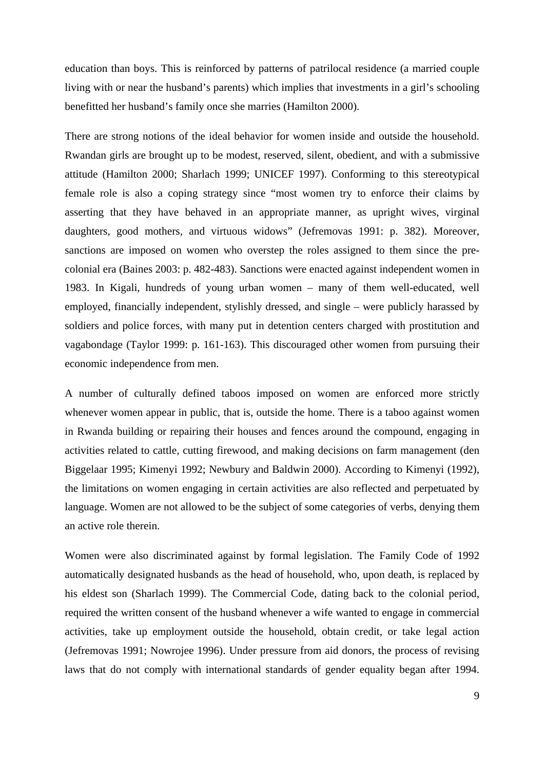education than boys. This is reinforced by patterns of patrilocal residence (a married couple living with or near the husband's parents) which implies that investments in a girl's schooling benefitted her husband's family once she marries (Hamilton 2000).

There are strong notions of the ideal behavior for women inside and outside the household. Rwandan girls are brought up to be modest, reserved, silent, obedient, and with a submissive attitude (Hamilton 2000; Sharlach 1999; UNICEF 1997). Conforming to this stereotypical female role is also a coping strategy since "most women try to enforce their claims by asserting that they have behaved in an appropriate manner, as upright wives, virginal daughters, good mothers, and virtuous widows" (Jefremovas 1991: p. 382). Moreover, sanctions are imposed on women who overstep the roles assigned to them since the pre-colonial era (Baines 2003: p. 482-483). Sanctions were enacted against independent women in 1983. In Kigali, hundreds of young urban women – many of them well-educated, well employed, financially independent, stylishly dressed, and single – were publicly harassed by soldiers and police forces, with many put in detention centers charged with prostitution and vagabondage (Taylor 1999: p. 161-163). This discouraged other women from pursuing their economic independence from men.

A number of culturally defined taboos imposed on women are enforced more strictly whenever women appear in public, that is, outside the home. There is a taboo against women in Rwanda building or repairing their houses and fences around the compound, engaging in activities related to cattle, cutting firewood, and making decisions on farm management (den Biggelaar 1995; Kimenyi 1992; Newbury and Baldwin 2000). According to Kimenyi (1992), the limitations on women engaging in certain activities are also reflected and perpetuated by language. Women are not allowed to be the subject of some categories of verbs, denying them an active role therein.

Women were also discriminated against by formal legislation. The Family Code of 1992 automatically designated husbands as the head of household, who, upon death, is replaced by his eldest son (Sharlach 1999). The Commercial Code, dating back to the colonial period, required the written consent of the husband whenever a wife wanted to engage in commercial activities, take up employment outside the household, obtain credit, or take legal action (Jefremovas 1991; Nowrojee 1996). Under pressure from aid donors, the process of revising laws that do not comply with international standards of gender equality began after 1994.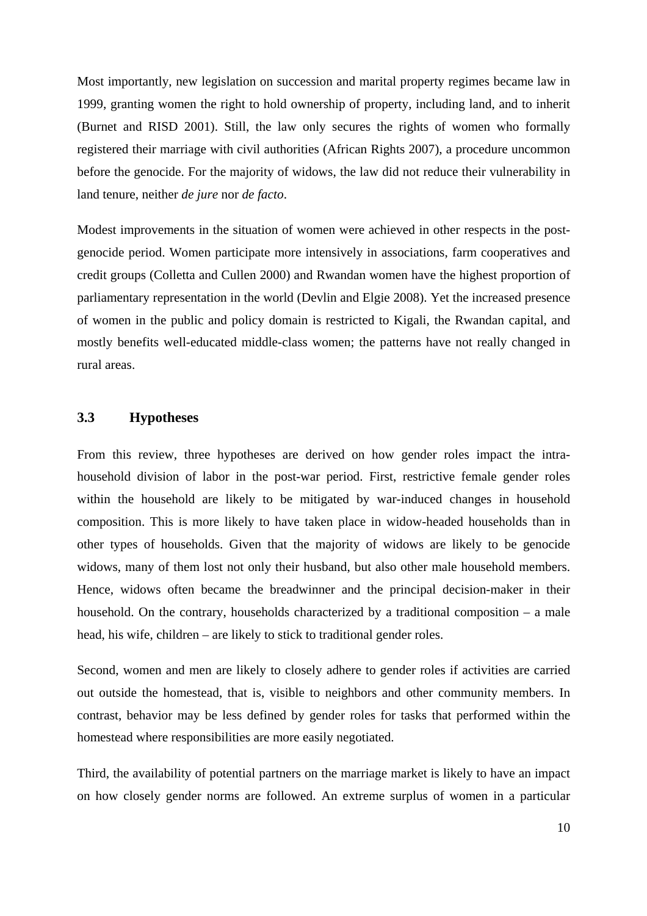Most importantly, new legislation on succession and marital property regimes became law in 1999, granting women the right to hold ownership of property, including land, and to inherit (Burnet and RISD 2001). Still, the law only secures the rights of women who formally registered their marriage with civil authorities (African Rights 2007), a procedure uncommon before the genocide. For the majority of widows, the law did not reduce their vulnerability in land tenure, neither *de jure* nor *de facto*.

Modest improvements in the situation of women were achieved in other respects in the post-genocide period. Women participate more intensively in associations, farm cooperatives and credit groups (Colletta and Cullen 2000) and Rwandan women have the highest proportion of parliamentary representation in the world (Devlin and Elgie 2008). Yet the increased presence of women in the public and policy domain is restricted to Kigali, the Rwandan capital, and mostly benefits well-educated middle-class women; the patterns have not really changed in rural areas.

## 3.3 Hypotheses

From this review, three hypotheses are derived on how gender roles impact the intra-household division of labor in the post-war period. First, restrictive female gender roles within the household are likely to be mitigated by war-induced changes in household composition. This is more likely to have taken place in widow-headed households than in other types of households. Given that the majority of widows are likely to be genocide widows, many of them lost not only their husband, but also other male household members. Hence, widows often became the breadwinner and the principal decision-maker in their household. On the contrary, households characterized by a traditional composition – a male head, his wife, children – are likely to stick to traditional gender roles.

Second, women and men are likely to closely adhere to gender roles if activities are carried out outside the homestead, that is, visible to neighbors and other community members. In contrast, behavior may be less defined by gender roles for tasks that performed within the homestead where responsibilities are more easily negotiated.

Third, the availability of potential partners on the marriage market is likely to have an impact on how closely gender norms are followed. An extreme surplus of women in a particular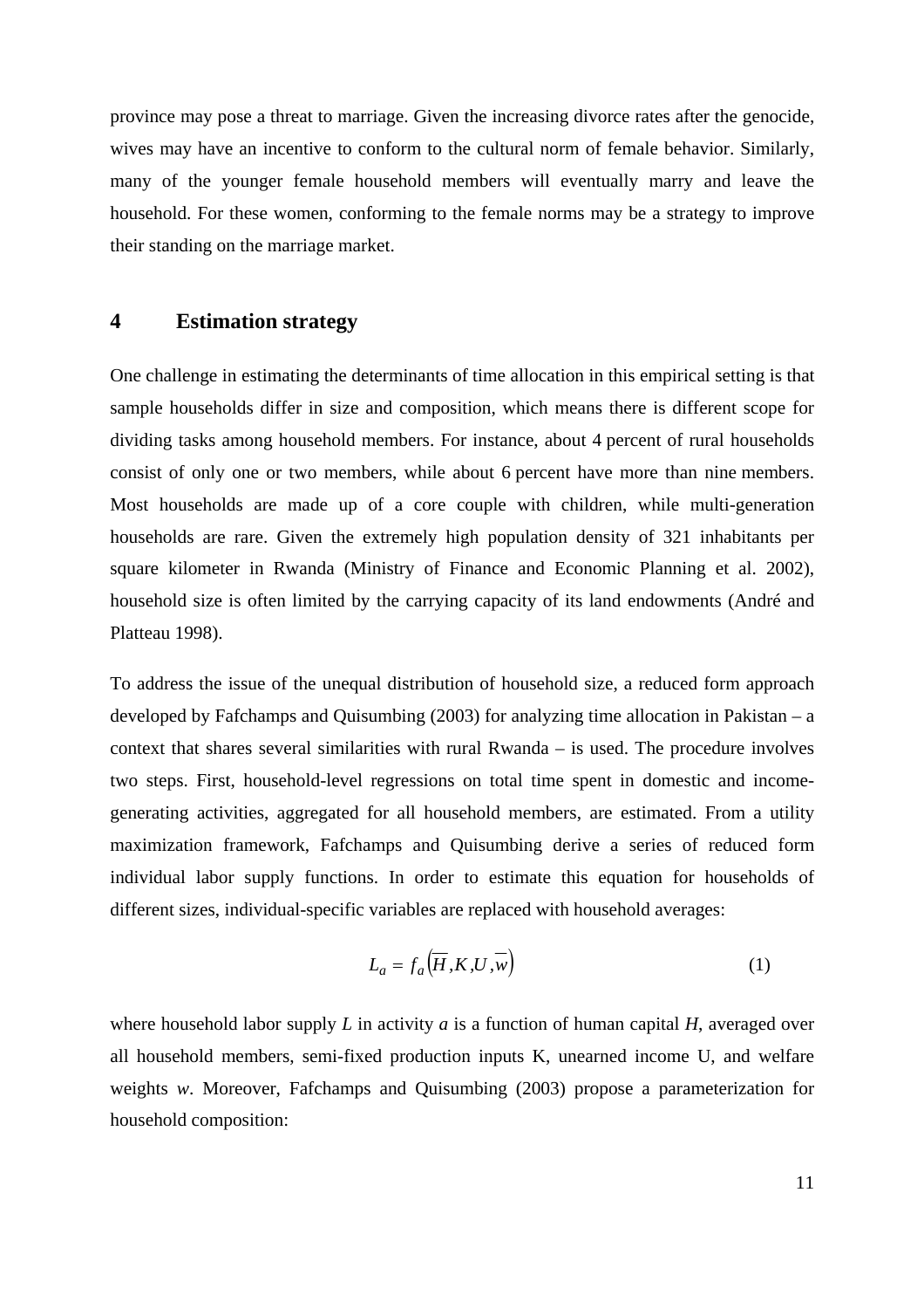province may pose a threat to marriage. Given the increasing divorce rates after the genocide, wives may have an incentive to conform to the cultural norm of female behavior. Similarly, many of the younger female household members will eventually marry and leave the household. For these women, conforming to the female norms may be a strategy to improve their standing on the marriage market.

## 4 Estimation strategy

One challenge in estimating the determinants of time allocation in this empirical setting is that sample households differ in size and composition, which means there is different scope for dividing tasks among household members. For instance, about 4 percent of rural households consist of only one or two members, while about 6 percent have more than nine members. Most households are made up of a core couple with children, while multi-generation households are rare. Given the extremely high population density of 321 inhabitants per square kilometer in Rwanda (Ministry of Finance and Economic Planning et al. 2002), household size is often limited by the carrying capacity of its land endowments (André and Platteau 1998).

To address the issue of the unequal distribution of household size, a reduced form approach developed by Fafchamps and Quisumbing (2003) for analyzing time allocation in Pakistan – a context that shares several similarities with rural Rwanda – is used. The procedure involves two steps. First, household-level regressions on total time spent in domestic and income-generating activities, aggregated for all household members, are estimated. From a utility maximization framework, Fafchamps and Quisumbing derive a series of reduced form individual labor supply functions. In order to estimate this equation for households of different sizes, individual-specific variables are replaced with household averages:

$$L_a = f_a\left(\overline{H}, K, U, \overline{w}\right) \tag{1}$$

where household labor supply $L$ in activity $a$ is a function of human capital $H$, averaged over all household members, semi-fixed production inputs K, unearned income U, and welfare weights $w$. Moreover, Fafchamps and Quisumbing (2003) propose a parameterization for household composition: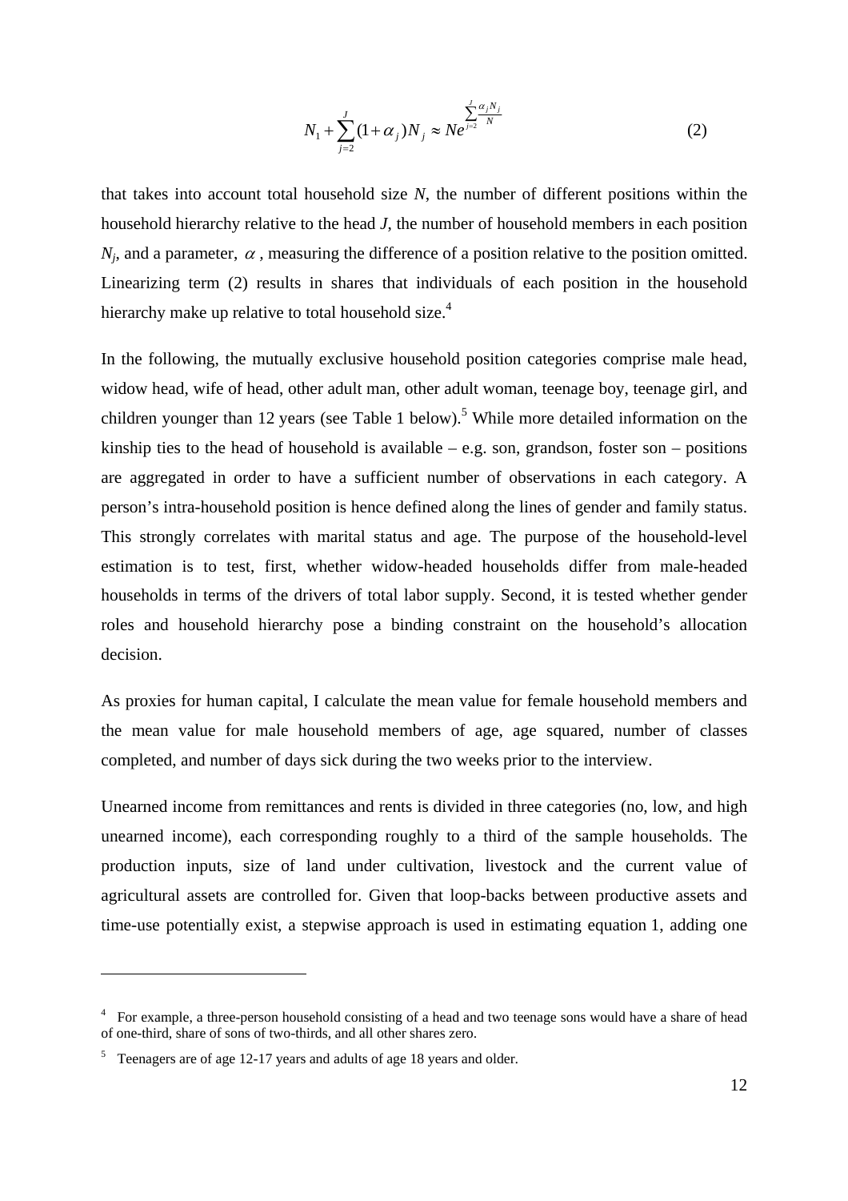$$N_1 + \sum_{j=2}^{J}(1+\alpha_j)N_j \approx Ne^{\sum_{j=2}^{J}\frac{\alpha_j N_j}{N}} \qquad (2)$$

that takes into account total household size $N$, the number of different positions within the household hierarchy relative to the head $J$, the number of household members in each position $N_j$, and a parameter, $\alpha$, measuring the difference of a position relative to the position omitted. Linearizing term (2) results in shares that individuals of each position in the household hierarchy make up relative to total household size.[4]

In the following, the mutually exclusive household position categories comprise male head, widow head, wife of head, other adult man, other adult woman, teenage boy, teenage girl, and children younger than 12 years (see Table 1 below).[5] While more detailed information on the kinship ties to the head of household is available – e.g. son, grandson, foster son – positions are aggregated in order to have a sufficient number of observations in each category. A person's intra-household position is hence defined along the lines of gender and family status. This strongly correlates with marital status and age. The purpose of the household-level estimation is to test, first, whether widow-headed households differ from male-headed households in terms of the drivers of total labor supply. Second, it is tested whether gender roles and household hierarchy pose a binding constraint on the household's allocation decision.

As proxies for human capital, I calculate the mean value for female household members and the mean value for male household members of age, age squared, number of classes completed, and number of days sick during the two weeks prior to the interview.

Unearned income from remittances and rents is divided in three categories (no, low, and high unearned income), each corresponding roughly to a third of the sample households. The production inputs, size of land under cultivation, livestock and the current value of agricultural assets are controlled for. Given that loop-backs between productive assets and time-use potentially exist, a stepwise approach is used in estimating equation 1, adding one

---

[4] For example, a three-person household consisting of a head and two teenage sons would have a share of head of one-third, share of sons of two-thirds, and all other shares zero.

[5] Teenagers are of age 12-17 years and adults of age 18 years and older.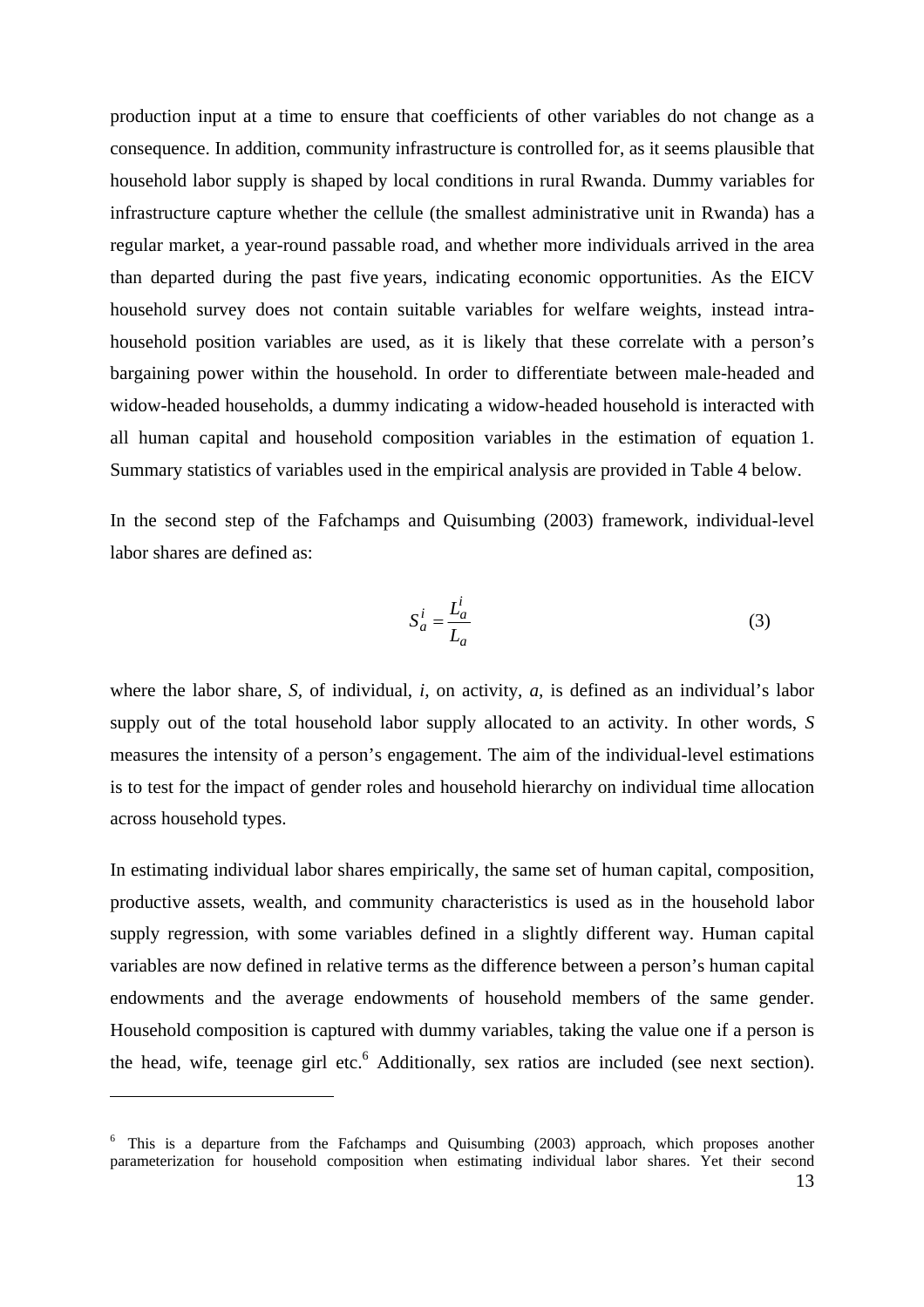production input at a time to ensure that coefficients of other variables do not change as a consequence. In addition, community infrastructure is controlled for, as it seems plausible that household labor supply is shaped by local conditions in rural Rwanda. Dummy variables for infrastructure capture whether the cellule (the smallest administrative unit in Rwanda) has a regular market, a year-round passable road, and whether more individuals arrived in the area than departed during the past five years, indicating economic opportunities. As the EICV household survey does not contain suitable variables for welfare weights, instead intra-household position variables are used, as it is likely that these correlate with a person's bargaining power within the household. In order to differentiate between male-headed and widow-headed households, a dummy indicating a widow-headed household is interacted with all human capital and household composition variables in the estimation of equation 1. Summary statistics of variables used in the empirical analysis are provided in Table 4 below.

In the second step of the Fafchamps and Quisumbing (2003) framework, individual-level labor shares are defined as:

$$S_a^i = \frac{L_a^i}{L_a} \tag{3}$$

where the labor share, $S$, of individual, $i$, on activity, $a$, is defined as an individual's labor supply out of the total household labor supply allocated to an activity. In other words, $S$ measures the intensity of a person's engagement. The aim of the individual-level estimations is to test for the impact of gender roles and household hierarchy on individual time allocation across household types.

In estimating individual labor shares empirically, the same set of human capital, composition, productive assets, wealth, and community characteristics is used as in the household labor supply regression, with some variables defined in a slightly different way. Human capital variables are now defined in relative terms as the difference between a person's human capital endowments and the average endowments of household members of the same gender. Household composition is captured with dummy variables, taking the value one if a person is the head, wife, teenage girl etc.[6] Additionally, sex ratios are included (see next section).

---

[6] This is a departure from the Fafchamps and Quisumbing (2003) approach, which proposes another parameterization for household composition when estimating individual labor shares. Yet their second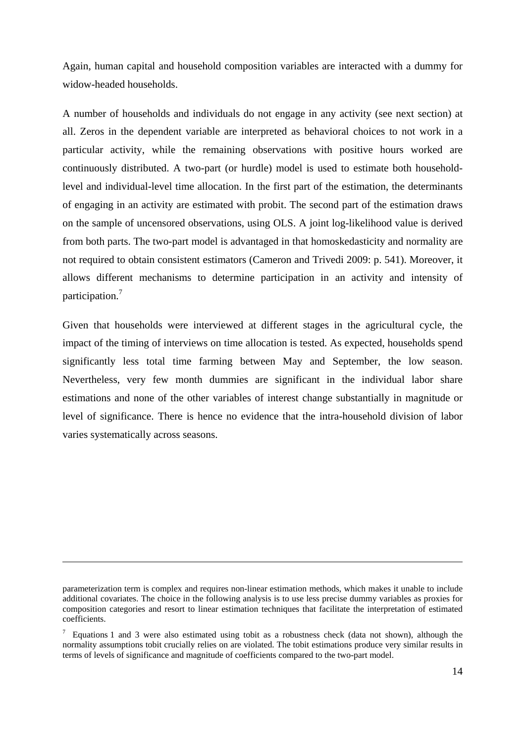Again, human capital and household composition variables are interacted with a dummy for widow-headed households.

A number of households and individuals do not engage in any activity (see next section) at all. Zeros in the dependent variable are interpreted as behavioral choices to not work in a particular activity, while the remaining observations with positive hours worked are continuously distributed. A two-part (or hurdle) model is used to estimate both household-level and individual-level time allocation. In the first part of the estimation, the determinants of engaging in an activity are estimated with probit. The second part of the estimation draws on the sample of uncensored observations, using OLS. A joint log-likelihood value is derived from both parts. The two-part model is advantaged in that homoskedasticity and normality are not required to obtain consistent estimators (Cameron and Trivedi 2009: p. 541). Moreover, it allows different mechanisms to determine participation in an activity and intensity of participation.[7]

Given that households were interviewed at different stages in the agricultural cycle, the impact of the timing of interviews on time allocation is tested. As expected, households spend significantly less total time farming between May and September, the low season. Nevertheless, very few month dummies are significant in the individual labor share estimations and none of the other variables of interest change substantially in magnitude or level of significance. There is hence no evidence that the intra-household division of labor varies systematically across seasons.

---

parameterization term is complex and requires non-linear estimation methods, which makes it unable to include additional covariates. The choice in the following analysis is to use less precise dummy variables as proxies for composition categories and resort to linear estimation techniques that facilitate the interpretation of estimated coefficients.

[7] Equations 1 and 3 were also estimated using tobit as a robustness check (data not shown), although the normality assumptions tobit crucially relies on are violated. The tobit estimations produce very similar results in terms of levels of significance and magnitude of coefficients compared to the two-part model.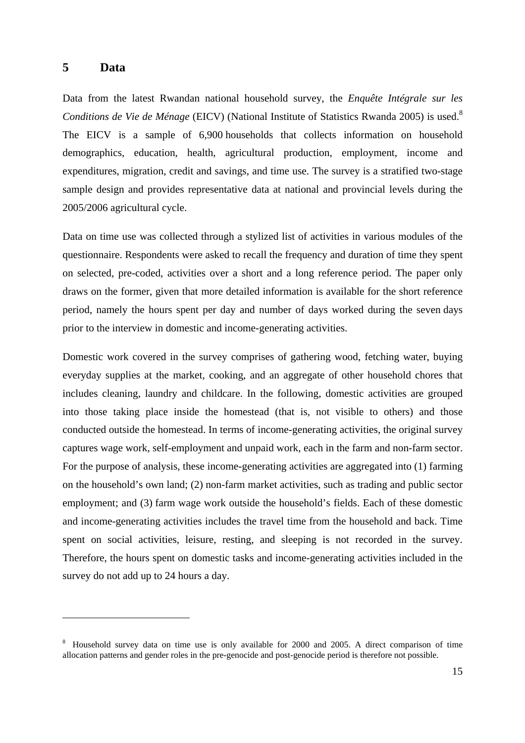## 5 Data

Data from the latest Rwandan national household survey, the *Enquête Intégrale sur les Conditions de Vie de Ménage* (EICV) (National Institute of Statistics Rwanda 2005) is used.[8] The EICV is a sample of 6,900 households that collects information on household demographics, education, health, agricultural production, employment, income and expenditures, migration, credit and savings, and time use. The survey is a stratified two-stage sample design and provides representative data at national and provincial levels during the 2005/2006 agricultural cycle.

Data on time use was collected through a stylized list of activities in various modules of the questionnaire. Respondents were asked to recall the frequency and duration of time they spent on selected, pre-coded, activities over a short and a long reference period. The paper only draws on the former, given that more detailed information is available for the short reference period, namely the hours spent per day and number of days worked during the seven days prior to the interview in domestic and income-generating activities.

Domestic work covered in the survey comprises of gathering wood, fetching water, buying everyday supplies at the market, cooking, and an aggregate of other household chores that includes cleaning, laundry and childcare. In the following, domestic activities are grouped into those taking place inside the homestead (that is, not visible to others) and those conducted outside the homestead. In terms of income-generating activities, the original survey captures wage work, self-employment and unpaid work, each in the farm and non-farm sector. For the purpose of analysis, these income-generating activities are aggregated into (1) farming on the household's own land; (2) non-farm market activities, such as trading and public sector employment; and (3) farm wage work outside the household's fields. Each of these domestic and income-generating activities includes the travel time from the household and back. Time spent on social activities, leisure, resting, and sleeping is not recorded in the survey. Therefore, the hours spent on domestic tasks and income-generating activities included in the survey do not add up to 24 hours a day.

---

[8] Household survey data on time use is only available for 2000 and 2005. A direct comparison of time allocation patterns and gender roles in the pre-genocide and post-genocide period is therefore not possible.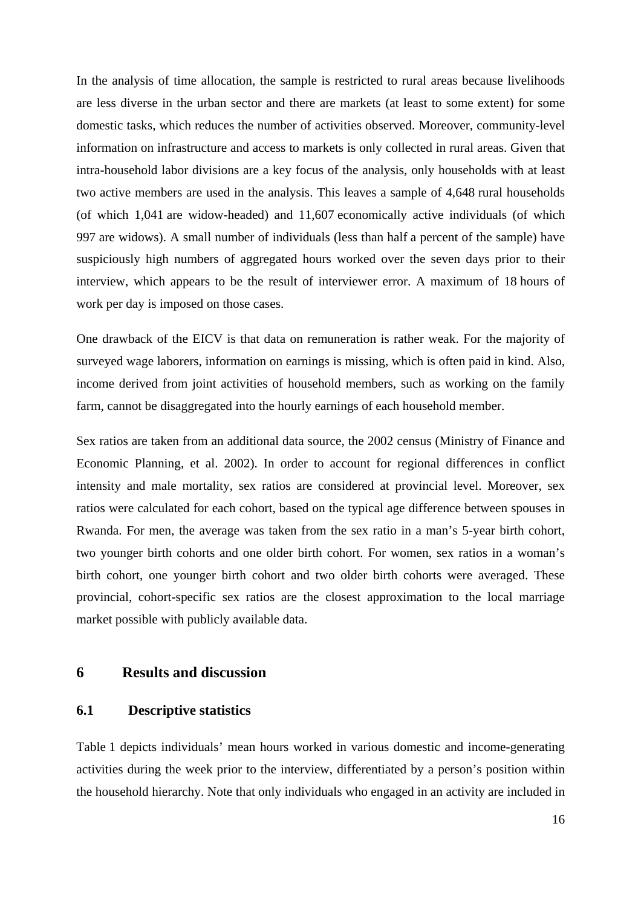In the analysis of time allocation, the sample is restricted to rural areas because livelihoods are less diverse in the urban sector and there are markets (at least to some extent) for some domestic tasks, which reduces the number of activities observed. Moreover, community-level information on infrastructure and access to markets is only collected in rural areas. Given that intra-household labor divisions are a key focus of the analysis, only households with at least two active members are used in the analysis. This leaves a sample of 4,648 rural households (of which 1,041 are widow-headed) and 11,607 economically active individuals (of which 997 are widows). A small number of individuals (less than half a percent of the sample) have suspiciously high numbers of aggregated hours worked over the seven days prior to their interview, which appears to be the result of interviewer error. A maximum of 18 hours of work per day is imposed on those cases.

One drawback of the EICV is that data on remuneration is rather weak. For the majority of surveyed wage laborers, information on earnings is missing, which is often paid in kind. Also, income derived from joint activities of household members, such as working on the family farm, cannot be disaggregated into the hourly earnings of each household member.

Sex ratios are taken from an additional data source, the 2002 census (Ministry of Finance and Economic Planning, et al. 2002). In order to account for regional differences in conflict intensity and male mortality, sex ratios are considered at provincial level. Moreover, sex ratios were calculated for each cohort, based on the typical age difference between spouses in Rwanda. For men, the average was taken from the sex ratio in a man's 5-year birth cohort, two younger birth cohorts and one older birth cohort. For women, sex ratios in a woman's birth cohort, one younger birth cohort and two older birth cohorts were averaged. These provincial, cohort-specific sex ratios are the closest approximation to the local marriage market possible with publicly available data.

# 6 Results and discussion

## 6.1 Descriptive statistics

Table 1 depicts individuals' mean hours worked in various domestic and income-generating activities during the week prior to the interview, differentiated by a person's position within the household hierarchy. Note that only individuals who engaged in an activity are included in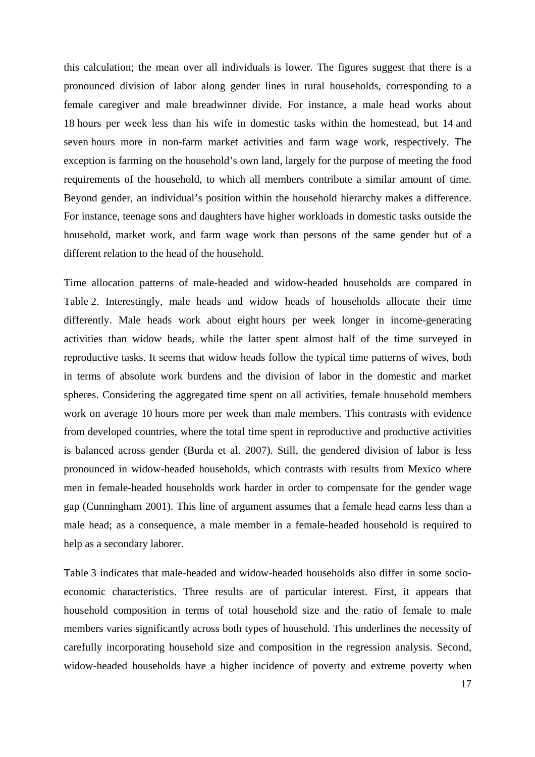this calculation; the mean over all individuals is lower. The figures suggest that there is a pronounced division of labor along gender lines in rural households, corresponding to a female caregiver and male breadwinner divide. For instance, a male head works about 18 hours per week less than his wife in domestic tasks within the homestead, but 14 and seven hours more in non-farm market activities and farm wage work, respectively. The exception is farming on the household's own land, largely for the purpose of meeting the food requirements of the household, to which all members contribute a similar amount of time. Beyond gender, an individual's position within the household hierarchy makes a difference. For instance, teenage sons and daughters have higher workloads in domestic tasks outside the household, market work, and farm wage work than persons of the same gender but of a different relation to the head of the household.

Time allocation patterns of male-headed and widow-headed households are compared in Table 2. Interestingly, male heads and widow heads of households allocate their time differently. Male heads work about eight hours per week longer in income-generating activities than widow heads, while the latter spent almost half of the time surveyed in reproductive tasks. It seems that widow heads follow the typical time patterns of wives, both in terms of absolute work burdens and the division of labor in the domestic and market spheres. Considering the aggregated time spent on all activities, female household members work on average 10 hours more per week than male members. This contrasts with evidence from developed countries, where the total time spent in reproductive and productive activities is balanced across gender (Burda et al. 2007). Still, the gendered division of labor is less pronounced in widow-headed households, which contrasts with results from Mexico where men in female-headed households work harder in order to compensate for the gender wage gap (Cunningham 2001). This line of argument assumes that a female head earns less than a male head; as a consequence, a male member in a female-headed household is required to help as a secondary laborer.

Table 3 indicates that male-headed and widow-headed households also differ in some socio-economic characteristics. Three results are of particular interest. First, it appears that household composition in terms of total household size and the ratio of female to male members varies significantly across both types of household. This underlines the necessity of carefully incorporating household size and composition in the regression analysis. Second, widow-headed households have a higher incidence of poverty and extreme poverty when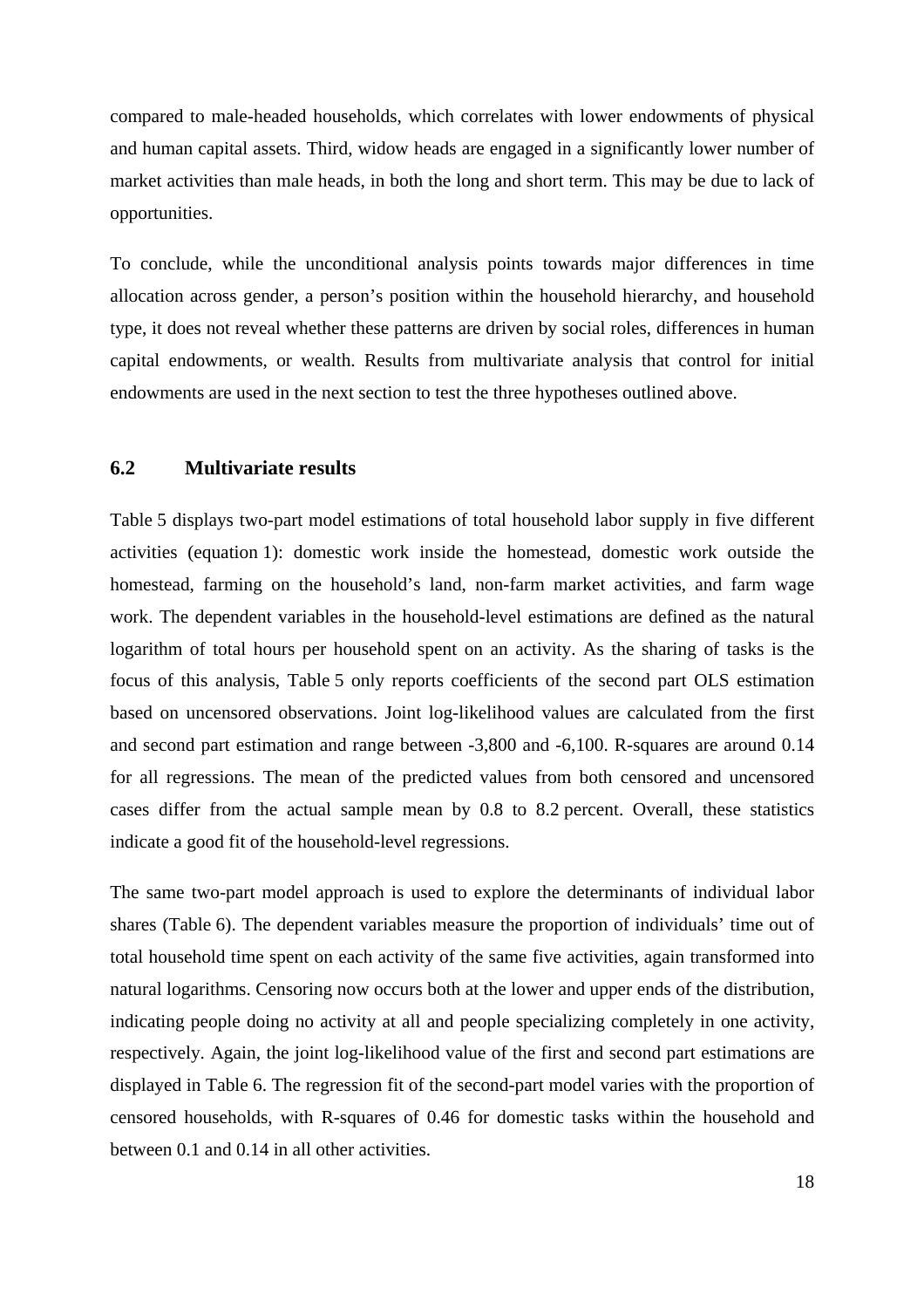compared to male-headed households, which correlates with lower endowments of physical and human capital assets. Third, widow heads are engaged in a significantly lower number of market activities than male heads, in both the long and short term. This may be due to lack of opportunities.

To conclude, while the unconditional analysis points towards major differences in time allocation across gender, a person's position within the household hierarchy, and household type, it does not reveal whether these patterns are driven by social roles, differences in human capital endowments, or wealth. Results from multivariate analysis that control for initial endowments are used in the next section to test the three hypotheses outlined above.

### 6.2 Multivariate results

Table 5 displays two-part model estimations of total household labor supply in five different activities (equation 1): domestic work inside the homestead, domestic work outside the homestead, farming on the household's land, non-farm market activities, and farm wage work. The dependent variables in the household-level estimations are defined as the natural logarithm of total hours per household spent on an activity. As the sharing of tasks is the focus of this analysis, Table 5 only reports coefficients of the second part OLS estimation based on uncensored observations. Joint log-likelihood values are calculated from the first and second part estimation and range between -3,800 and -6,100. R-squares are around 0.14 for all regressions. The mean of the predicted values from both censored and uncensored cases differ from the actual sample mean by 0.8 to 8.2 percent. Overall, these statistics indicate a good fit of the household-level regressions.

The same two-part model approach is used to explore the determinants of individual labor shares (Table 6). The dependent variables measure the proportion of individuals' time out of total household time spent on each activity of the same five activities, again transformed into natural logarithms. Censoring now occurs both at the lower and upper ends of the distribution, indicating people doing no activity at all and people specializing completely in one activity, respectively. Again, the joint log-likelihood value of the first and second part estimations are displayed in Table 6. The regression fit of the second-part model varies with the proportion of censored households, with R-squares of 0.46 for domestic tasks within the household and between 0.1 and 0.14 in all other activities.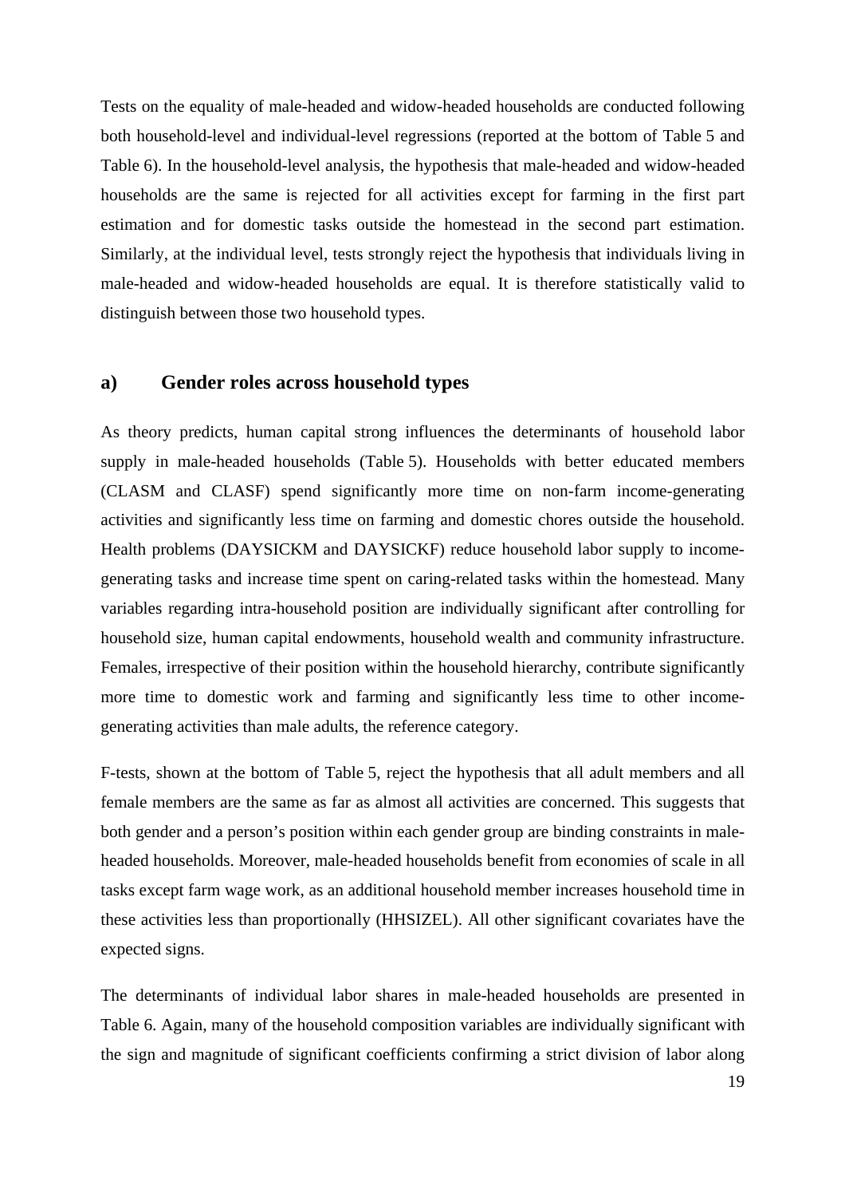Tests on the equality of male-headed and widow-headed households are conducted following both household-level and individual-level regressions (reported at the bottom of Table 5 and Table 6). In the household-level analysis, the hypothesis that male-headed and widow-headed households are the same is rejected for all activities except for farming in the first part estimation and for domestic tasks outside the homestead in the second part estimation. Similarly, at the individual level, tests strongly reject the hypothesis that individuals living in male-headed and widow-headed households are equal. It is therefore statistically valid to distinguish between those two household types.

### a) Gender roles across household types

As theory predicts, human capital strong influences the determinants of household labor supply in male-headed households (Table 5). Households with better educated members (CLASM and CLASF) spend significantly more time on non-farm income-generating activities and significantly less time on farming and domestic chores outside the household. Health problems (DAYSICKM and DAYSICKF) reduce household labor supply to income-generating tasks and increase time spent on caring-related tasks within the homestead. Many variables regarding intra-household position are individually significant after controlling for household size, human capital endowments, household wealth and community infrastructure. Females, irrespective of their position within the household hierarchy, contribute significantly more time to domestic work and farming and significantly less time to other income-generating activities than male adults, the reference category.

F-tests, shown at the bottom of Table 5, reject the hypothesis that all adult members and all female members are the same as far as almost all activities are concerned. This suggests that both gender and a person's position within each gender group are binding constraints in male-headed households. Moreover, male-headed households benefit from economies of scale in all tasks except farm wage work, as an additional household member increases household time in these activities less than proportionally (HHSIZEL). All other significant covariates have the expected signs.

The determinants of individual labor shares in male-headed households are presented in Table 6. Again, many of the household composition variables are individually significant with the sign and magnitude of significant coefficients confirming a strict division of labor along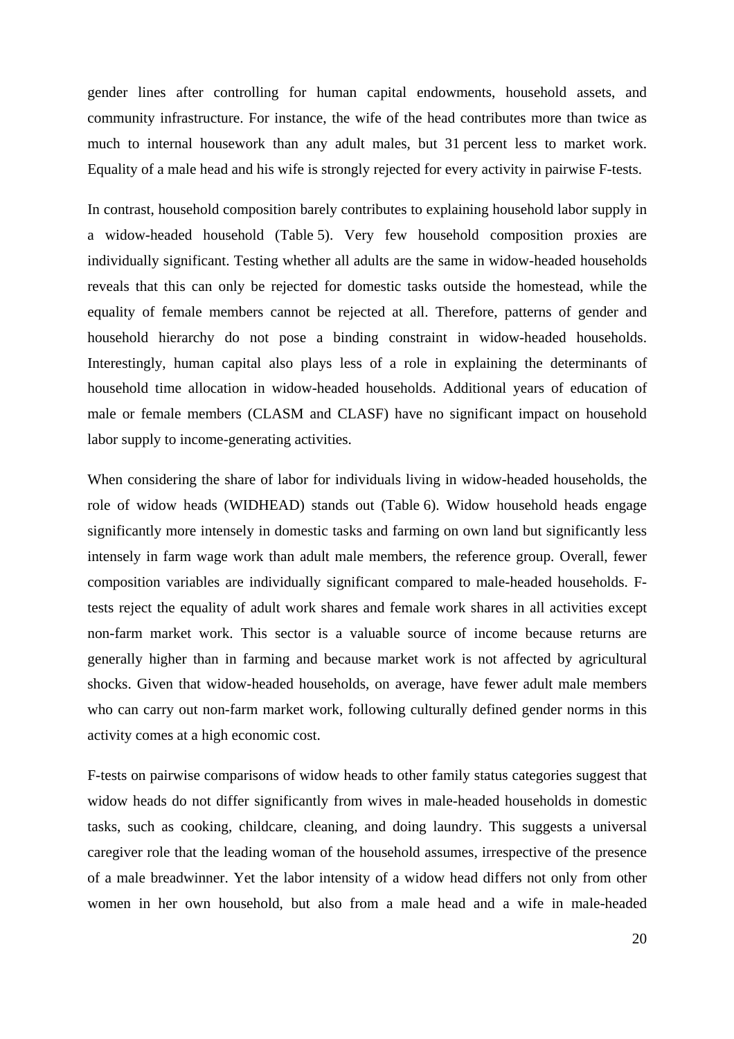gender lines after controlling for human capital endowments, household assets, and community infrastructure. For instance, the wife of the head contributes more than twice as much to internal housework than any adult males, but 31 percent less to market work. Equality of a male head and his wife is strongly rejected for every activity in pairwise F-tests.

In contrast, household composition barely contributes to explaining household labor supply in a widow-headed household (Table 5). Very few household composition proxies are individually significant. Testing whether all adults are the same in widow-headed households reveals that this can only be rejected for domestic tasks outside the homestead, while the equality of female members cannot be rejected at all. Therefore, patterns of gender and household hierarchy do not pose a binding constraint in widow-headed households. Interestingly, human capital also plays less of a role in explaining the determinants of household time allocation in widow-headed households. Additional years of education of male or female members (CLASM and CLASF) have no significant impact on household labor supply to income-generating activities.

When considering the share of labor for individuals living in widow-headed households, the role of widow heads (WIDHEAD) stands out (Table 6). Widow household heads engage significantly more intensely in domestic tasks and farming on own land but significantly less intensely in farm wage work than adult male members, the reference group. Overall, fewer composition variables are individually significant compared to male-headed households. F-tests reject the equality of adult work shares and female work shares in all activities except non-farm market work. This sector is a valuable source of income because returns are generally higher than in farming and because market work is not affected by agricultural shocks. Given that widow-headed households, on average, have fewer adult male members who can carry out non-farm market work, following culturally defined gender norms in this activity comes at a high economic cost.

F-tests on pairwise comparisons of widow heads to other family status categories suggest that widow heads do not differ significantly from wives in male-headed households in domestic tasks, such as cooking, childcare, cleaning, and doing laundry. This suggests a universal caregiver role that the leading woman of the household assumes, irrespective of the presence of a male breadwinner. Yet the labor intensity of a widow head differs not only from other women in her own household, but also from a male head and a wife in male-headed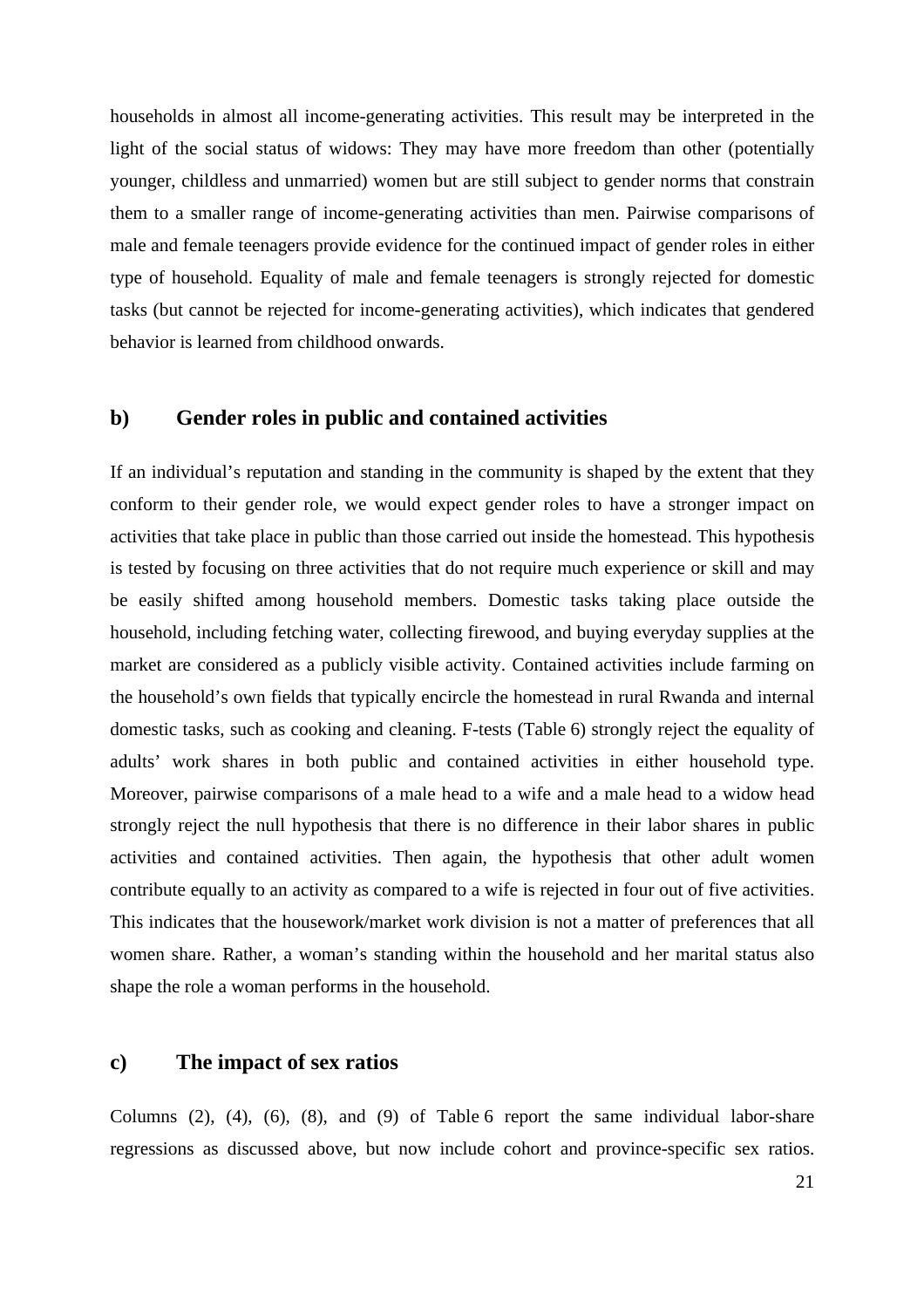households in almost all income-generating activities. This result may be interpreted in the light of the social status of widows: They may have more freedom than other (potentially younger, childless and unmarried) women but are still subject to gender norms that constrain them to a smaller range of income-generating activities than men. Pairwise comparisons of male and female teenagers provide evidence for the continued impact of gender roles in either type of household. Equality of male and female teenagers is strongly rejected for domestic tasks (but cannot be rejected for income-generating activities), which indicates that gendered behavior is learned from childhood onwards.

### b) Gender roles in public and contained activities

If an individual's reputation and standing in the community is shaped by the extent that they conform to their gender role, we would expect gender roles to have a stronger impact on activities that take place in public than those carried out inside the homestead. This hypothesis is tested by focusing on three activities that do not require much experience or skill and may be easily shifted among household members. Domestic tasks taking place outside the household, including fetching water, collecting firewood, and buying everyday supplies at the market are considered as a publicly visible activity. Contained activities include farming on the household's own fields that typically encircle the homestead in rural Rwanda and internal domestic tasks, such as cooking and cleaning. F-tests (Table 6) strongly reject the equality of adults' work shares in both public and contained activities in either household type. Moreover, pairwise comparisons of a male head to a wife and a male head to a widow head strongly reject the null hypothesis that there is no difference in their labor shares in public activities and contained activities. Then again, the hypothesis that other adult women contribute equally to an activity as compared to a wife is rejected in four out of five activities. This indicates that the housework/market work division is not a matter of preferences that all women share. Rather, a woman's standing within the household and her marital status also shape the role a woman performs in the household.

### c) The impact of sex ratios

Columns (2), (4), (6), (8), and (9) of Table 6 report the same individual labor-share regressions as discussed above, but now include cohort and province-specific sex ratios.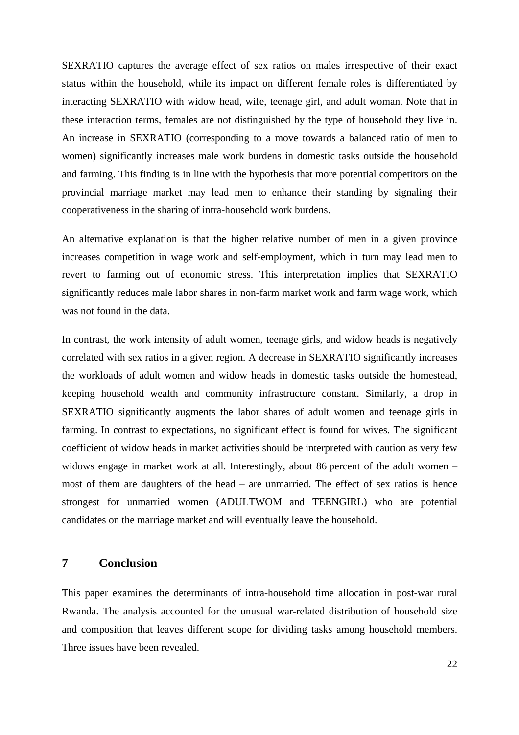SEXRATIO captures the average effect of sex ratios on males irrespective of their exact status within the household, while its impact on different female roles is differentiated by interacting SEXRATIO with widow head, wife, teenage girl, and adult woman. Note that in these interaction terms, females are not distinguished by the type of household they live in. An increase in SEXRATIO (corresponding to a move towards a balanced ratio of men to women) significantly increases male work burdens in domestic tasks outside the household and farming. This finding is in line with the hypothesis that more potential competitors on the provincial marriage market may lead men to enhance their standing by signaling their cooperativeness in the sharing of intra-household work burdens.

An alternative explanation is that the higher relative number of men in a given province increases competition in wage work and self-employment, which in turn may lead men to revert to farming out of economic stress. This interpretation implies that SEXRATIO significantly reduces male labor shares in non-farm market work and farm wage work, which was not found in the data.

In contrast, the work intensity of adult women, teenage girls, and widow heads is negatively correlated with sex ratios in a given region. A decrease in SEXRATIO significantly increases the workloads of adult women and widow heads in domestic tasks outside the homestead, keeping household wealth and community infrastructure constant. Similarly, a drop in SEXRATIO significantly augments the labor shares of adult women and teenage girls in farming. In contrast to expectations, no significant effect is found for wives. The significant coefficient of widow heads in market activities should be interpreted with caution as very few widows engage in market work at all. Interestingly, about 86 percent of the adult women – most of them are daughters of the head – are unmarried. The effect of sex ratios is hence strongest for unmarried women (ADULTWOM and TEENGIRL) who are potential candidates on the marriage market and will eventually leave the household.

## 7 Conclusion

This paper examines the determinants of intra-household time allocation in post-war rural Rwanda. The analysis accounted for the unusual war-related distribution of household size and composition that leaves different scope for dividing tasks among household members. Three issues have been revealed.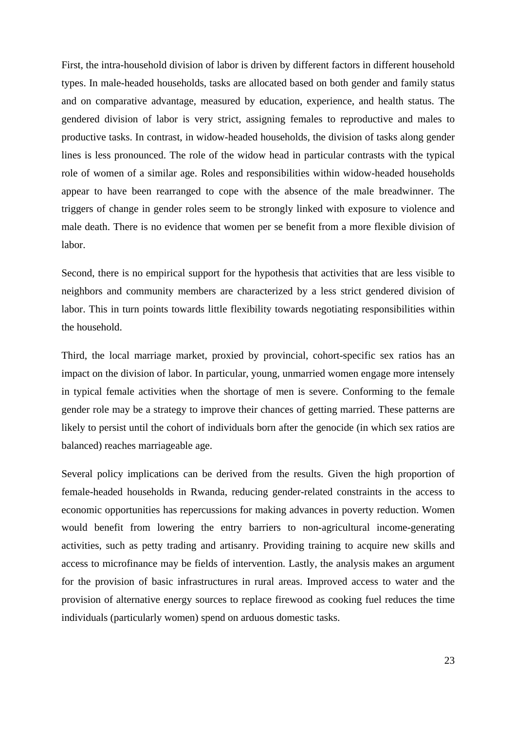First, the intra-household division of labor is driven by different factors in different household types. In male-headed households, tasks are allocated based on both gender and family status and on comparative advantage, measured by education, experience, and health status. The gendered division of labor is very strict, assigning females to reproductive and males to productive tasks. In contrast, in widow-headed households, the division of tasks along gender lines is less pronounced. The role of the widow head in particular contrasts with the typical role of women of a similar age. Roles and responsibilities within widow-headed households appear to have been rearranged to cope with the absence of the male breadwinner. The triggers of change in gender roles seem to be strongly linked with exposure to violence and male death. There is no evidence that women per se benefit from a more flexible division of labor.

Second, there is no empirical support for the hypothesis that activities that are less visible to neighbors and community members are characterized by a less strict gendered division of labor. This in turn points towards little flexibility towards negotiating responsibilities within the household.

Third, the local marriage market, proxied by provincial, cohort-specific sex ratios has an impact on the division of labor. In particular, young, unmarried women engage more intensely in typical female activities when the shortage of men is severe. Conforming to the female gender role may be a strategy to improve their chances of getting married. These patterns are likely to persist until the cohort of individuals born after the genocide (in which sex ratios are balanced) reaches marriageable age.

Several policy implications can be derived from the results. Given the high proportion of female-headed households in Rwanda, reducing gender-related constraints in the access to economic opportunities has repercussions for making advances in poverty reduction. Women would benefit from lowering the entry barriers to non-agricultural income-generating activities, such as petty trading and artisanry. Providing training to acquire new skills and access to microfinance may be fields of intervention. Lastly, the analysis makes an argument for the provision of basic infrastructures in rural areas. Improved access to water and the provision of alternative energy sources to replace firewood as cooking fuel reduces the time individuals (particularly women) spend on arduous domestic tasks.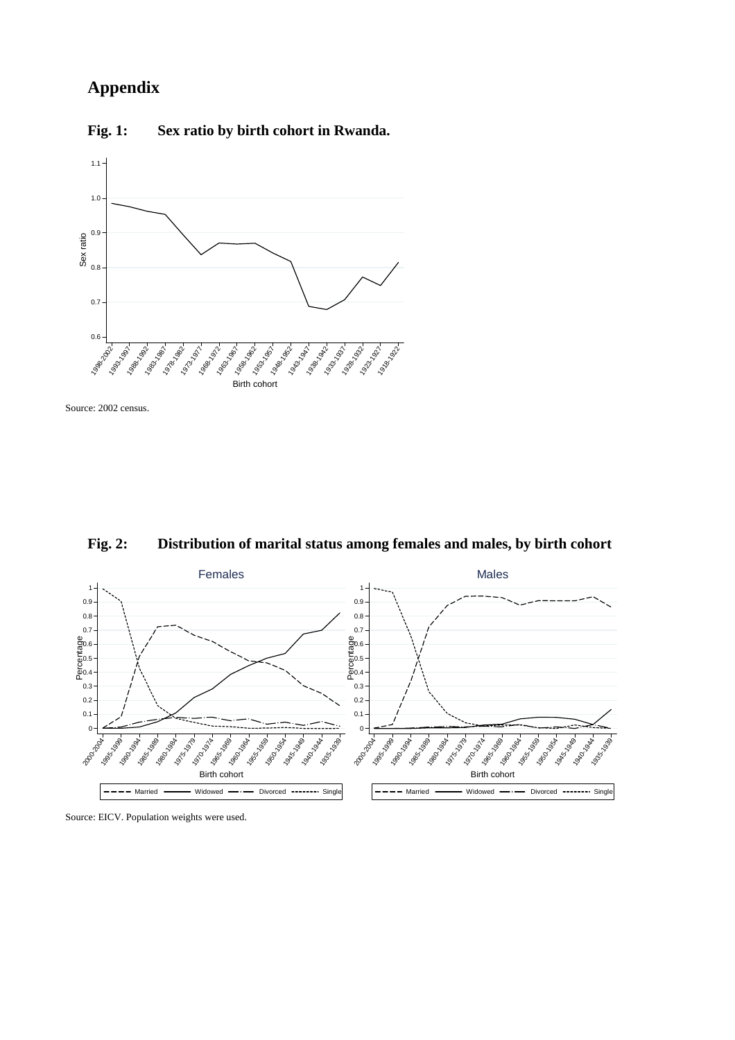# Appendix

**Fig. 1: Sex ratio by birth cohort in Rwanda.**

Source: 2002 census.

**Fig. 2: Distribution of marital status among females and males, by birth cohort**

Source: EICV. Population weights were used.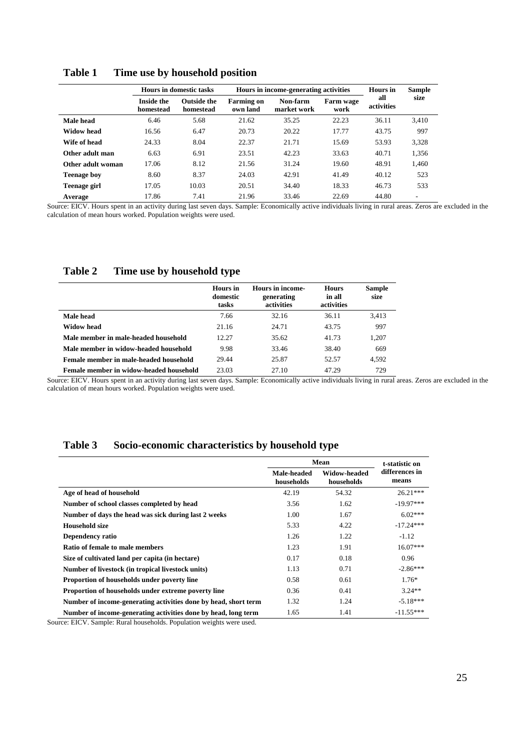## Table 1 Time use by household position

| | Hours in domestic tasks | | Hours in income-generating activities | | | Hours in all activities | Sample size |
|---|---|---|---|---|---|---|---|
| | Inside the homestead | Outside the homestead | Farming on own land | Non-farm market work | Farm wage work | | |
| **Male head** | 6.46 | 5.68 | 21.62 | 35.25 | 22.23 | 36.11 | 3,410 |
| **Widow head** | 16.56 | 6.47 | 20.73 | 20.22 | 17.77 | 43.75 | 997 |
| **Wife of head** | 24.33 | 8.04 | 22.37 | 21.71 | 15.69 | 53.93 | 3,328 |
| **Other adult man** | 6.63 | 6.91 | 23.51 | 42.23 | 33.63 | 40.71 | 1,356 |
| **Other adult woman** | 17.06 | 8.12 | 21.56 | 31.24 | 19.60 | 48.91 | 1,460 |
| **Teenage boy** | 8.60 | 8.37 | 24.03 | 42.91 | 41.49 | 40.12 | 523 |
| **Teenage girl** | 17.05 | 10.03 | 20.51 | 34.40 | 18.33 | 46.73 | 533 |
| **Average** | 17.86 | 7.41 | 21.96 | 33.46 | 22.69 | 44.80 | - |

Source: EICV. Hours spent in an activity during last seven days. Sample: Economically active individuals living in rural areas. Zeros are excluded in the calculation of mean hours worked. Population weights were used.

## Table 2 Time use by household type

| | Hours in domestic tasks | Hours in income-generating activities | Hours in all activities | Sample size |
|---|---|---|---|---|
| **Male head** | 7.66 | 32.16 | 36.11 | 3,413 |
| **Widow head** | 21.16 | 24.71 | 43.75 | 997 |
| **Male member in male-headed household** | 12.27 | 35.62 | 41.73 | 1,207 |
| **Male member in widow-headed household** | 9.98 | 33.46 | 38.40 | 669 |
| **Female member in male-headed household** | 29.44 | 25.87 | 52.57 | 4,592 |
| **Female member in widow-headed household** | 23.03 | 27.10 | 47.29 | 729 |

Source: EICV. Hours spent in an activity during last seven days. Sample: Economically active individuals living in rural areas. Zeros are excluded in the calculation of mean hours worked. Population weights were used.

## Table 3 Socio-economic characteristics by household type

| | Mean | | t-statistic on differences in means |
|---|---|---|---|
| | Male-headed households | Widow-headed households | |
| **Age of head of household** | 42.19 | 54.32 | 26.21*** |
| **Number of school classes completed by head** | 3.56 | 1.62 | -19.97*** |
| **Number of days the head was sick during last 2 weeks** | 1.00 | 1.67 | 6.02*** |
| **Household size** | 5.33 | 4.22 | -17.24*** |
| **Dependency ratio** | 1.26 | 1.22 | -1.12 |
| **Ratio of female to male members** | 1.23 | 1.91 | 16.07*** |
| **Size of cultivated land per capita (in hectare)** | 0.17 | 0.18 | 0.96 |
| **Number of livestock (in tropical livestock units)** | 1.13 | 0.71 | -2.86*** |
| **Proportion of households under poverty line** | 0.58 | 0.61 | 1.76* |
| **Proportion of households under extreme poverty line** | 0.36 | 0.41 | 3.24** |
| **Number of income-generating activities done by head, short term** | 1.32 | 1.24 | -5.18*** |
| **Number of income-generating activities done by head, long term** | 1.65 | 1.41 | -11.55*** |

Source: EICV. Sample: Rural households. Population weights were used.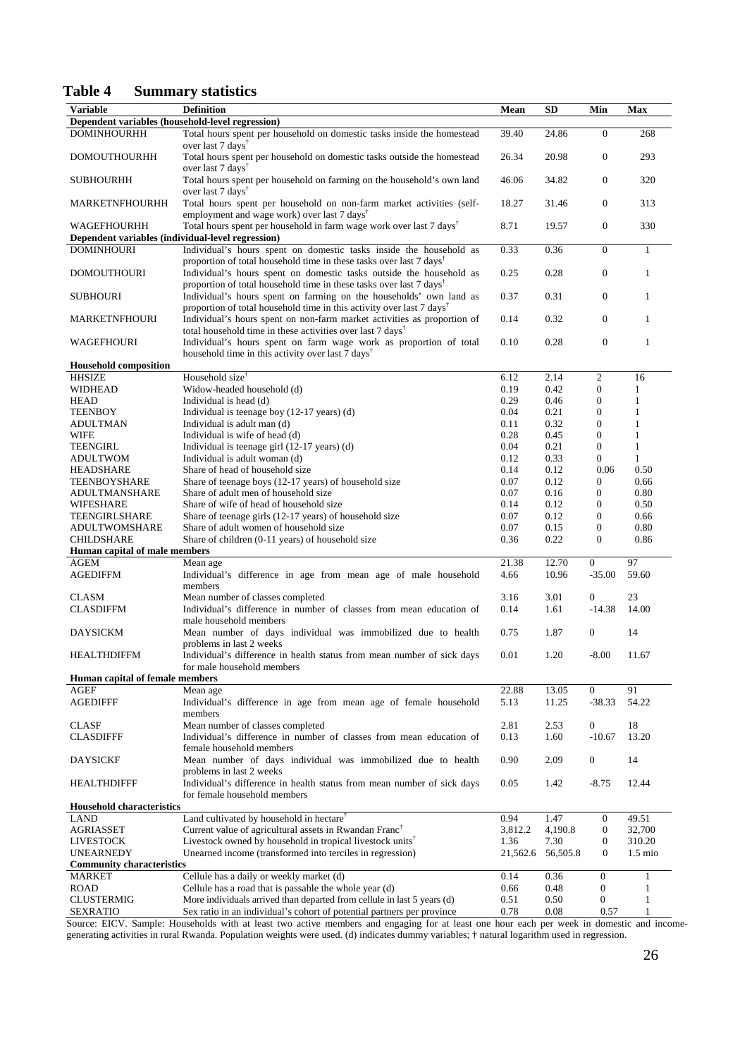## Table 4 Summary statistics

| Variable | Definition | Mean | SD | Min | Max |
|---|---|---|---|---|---|
| **Dependent variables (household-level regression)** | | | | | |
| DOMINHOURHH | Total hours spent per household on domestic tasks inside the homestead over last 7 days† | 39.40 | 24.86 | 0 | 268 |
| DOMOUTHOURHH | Total hours spent per household on domestic tasks outside the homestead over last 7 days† | 26.34 | 20.98 | 0 | 293 |
| SUBHOURHH | Total hours spent per household on farming on the household's own land over last 7 days† | 46.06 | 34.82 | 0 | 320 |
| MARKETNFHOURHH | Total hours spent per household on non-farm market activities (self-employment and wage work) over last 7 days† | 18.27 | 31.46 | 0 | 313 |
| WAGEFHOURHH | Total hours spent per household in farm wage work over last 7 days† | 8.71 | 19.57 | 0 | 330 |
| **Dependent variables (individual-level regression)** | | | | | |
| DOMINHOURI | Individual's hours spent on domestic tasks inside the household as proportion of total household time in these tasks over last 7 days† | 0.33 | 0.36 | 0 | 1 |
| DOMOUTHOURI | Individual's hours spent on domestic tasks outside the household as proportion of total household time in these tasks over last 7 days† | 0.25 | 0.28 | 0 | 1 |
| SUBHOURI | Individual's hours spent on farming on the households' own land as proportion of total household time in this activity over last 7 days† | 0.37 | 0.31 | 0 | 1 |
| MARKETNFHOURI | Individual's hours spent on non-farm market activities as proportion of total household time in these activities over last 7 days† | 0.14 | 0.32 | 0 | 1 |
| WAGEFHOURI | Individual's hours spent on farm wage work as proportion of total household time in this activity over last 7 days† | 0.10 | 0.28 | 0 | 1 |
| **Household composition** | | | | | |
| HHSIZE | Household size† | 6.12 | 2.14 | 2 | 16 |
| WIDHEAD | Widow-headed household (d) | 0.19 | 0.42 | 0 | 1 |
| HEAD | Individual is head (d) | 0.29 | 0.46 | 0 | 1 |
| TEENBOY | Individual is teenage boy (12-17 years) (d) | 0.04 | 0.21 | 0 | 1 |
| ADULTMAN | Individual is adult man (d) | 0.11 | 0.32 | 0 | 1 |
| WIFE | Individual is wife of head (d) | 0.28 | 0.45 | 0 | 1 |
| TEENGIRL | Individual is teenage girl (12-17 years) (d) | 0.04 | 0.21 | 0 | 1 |
| ADULTWOM | Individual is adult woman (d) | 0.12 | 0.33 | 0 | 1 |
| HEADSHARE | Share of head of household size | 0.14 | 0.12 | 0.06 | 0.50 |
| TEENBOYSHARE | Share of teenage boys (12-17 years) of household size | 0.07 | 0.12 | 0 | 0.66 |
| ADULTMANSHARE | Share of adult men of household size | 0.07 | 0.16 | 0 | 0.80 |
| WIFESHARE | Share of wife of head of household size | 0.14 | 0.12 | 0 | 0.50 |
| TEENGIRLSHARE | Share of teenage girls (12-17 years) of household size | 0.07 | 0.12 | 0 | 0.66 |
| ADULTWOMSHARE | Share of adult women of household size | 0.07 | 0.15 | 0 | 0.80 |
| CHILDSHARE | Share of children (0-11 years) of household size | 0.36 | 0.22 | 0 | 0.86 |
| **Human capital of male members** | | | | | |
| AGEM | Mean age | 21.38 | 12.70 | 0 | 97 |
| AGEDIFFM | Individual's difference in age from mean age of male household members | 4.66 | 10.96 | -35.00 | 59.60 |
| CLASM | Mean number of classes completed | 3.16 | 3.01 | 0 | 23 |
| CLASDIFFM | Individual's difference in number of classes from mean education of male household members | 0.14 | 1.61 | -14.38 | 14.00 |
| DAYSICKM | Mean number of days individual was immobilized due to health problems in last 2 weeks | 0.75 | 1.87 | 0 | 14 |
| HEALTHDIFFM | Individual's difference in health status from mean number of sick days for male household members | 0.01 | 1.20 | -8.00 | 11.67 |
| **Human capital of female members** | | | | | |
| AGEF | Mean age | 22.88 | 13.05 | 0 | 91 |
| AGEDIFFF | Individual's difference in age from mean age of female household members | 5.13 | 11.25 | -38.33 | 54.22 |
| CLASF | Mean number of classes completed | 2.81 | 2.53 | 0 | 18 |
| CLASDIFFF | Individual's difference in number of classes from mean education of female household members | 0.13 | 1.60 | -10.67 | 13.20 |
| DAYSICKF | Mean number of days individual was immobilized due to health problems in last 2 weeks | 0.90 | 2.09 | 0 | 14 |
| HEALTHDIFFF | Individual's difference in health status from mean number of sick days for female household members | 0.05 | 1.42 | -8.75 | 12.44 |
| **Household characteristics** | | | | | |
| LAND | Land cultivated by household in hectare† | 0.94 | 1.47 | 0 | 49.51 |
| AGRIASSET | Current value of agricultural assets in Rwandan Franc† | 3,812.2 | 4,190.8 | 0 | 32,700 |
| LIVESTOCK | Livestock owned by household in tropical livestock units† | 1.36 | 7.30 | 0 | 310.20 |
| UNEARNEDY | Unearned income (transformed into terciles in regression) | 21,562.6 | 56,505.8 | 0 | 1.5 mio |
| **Community characteristics** | | | | | |
| MARKET | Cellule has a daily or weekly market (d) | 0.14 | 0.36 | 0 | 1 |
| ROAD | Cellule has a road that is passable the whole year (d) | 0.66 | 0.48 | 0 | 1 |
| CLUSTERMIG | More individuals arrived than departed from cellule in last 5 years (d) | 0.51 | 0.50 | 0 | 1 |
| SEXRATIO | Sex ratio in an individual's cohort of potential partners per province | 0.78 | 0.08 | 0.57 | 1 |

Source: EICV. Sample: Households with at least two active members and engaging for at least one hour each per week in domestic and income-generating activities in rural Rwanda. Population weights were used. (d) indicates dummy variables; † natural logarithm used in regression.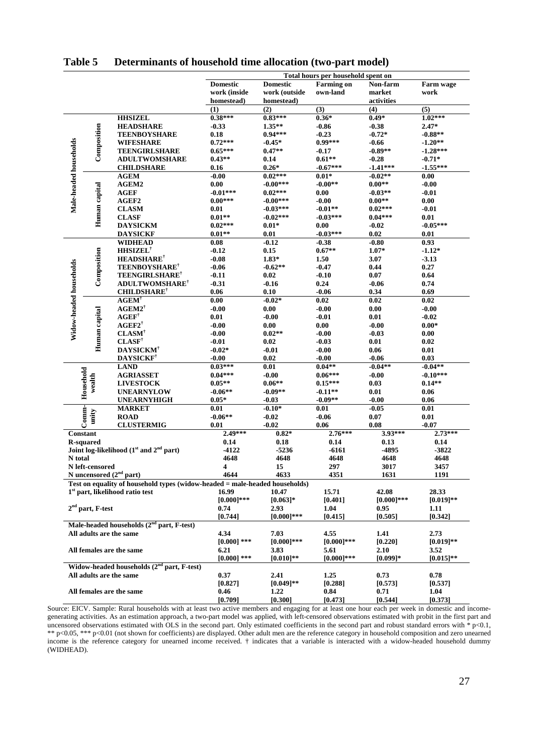## Table 5 Determinants of household time allocation (two-part model)

| | | | Total hours per household spent on | | | | |
|---|---|---|---|---|---|---|---|
| | | | Domestic work (inside homestead) | Domestic work (outside homestead) | Farming on own-land | Non-farm market activities | Farm wage work |
| | | | (1) | (2) | (3) | (4) | (5) |
| Male-headed households | Composition | HHSIZEL | 0.38*** | 0.83*** | 0.36* | 0.49* | 1.02*** |
| | | HEADSHARE | -0.33 | 1.35** | -0.86 | -0.38 | 2.47* |
| | | TEENBOYSHARE | 0.18 | 0.94*** | -0.23 | -0.72* | -0.88** |
| | | WIFESHARE | 0.72*** | -0.45* | 0.99*** | -0.66 | -1.20** |
| | | TEENGIRLSHARE | 0.65*** | 0.47** | -0.17 | -0.89** | -1.28*** |
| | | ADULTWOMSHARE | 0.43** | 0.14 | 0.61** | -0.28 | -0.71* |
| | | CHILDSHARE | 0.16 | 0.26* | -0.67*** | -1.41*** | -1.55*** |
| | Human capital | AGEM | -0.00 | 0.02*** | 0.01* | -0.02** | 0.00 |
| | | AGEM2 | 0.00 | -0.00*** | -0.00** | 0.00** | -0.00 |
| | | AGEF | -0.01*** | 0.02*** | 0.00 | -0.03** | -0.01 |
| | | AGEF2 | 0.00*** | -0.00*** | -0.00 | 0.00** | 0.00 |
| | | CLASM | 0.01 | -0.03*** | -0.01** | 0.02*** | -0.01 |
| | | CLASF | 0.01** | -0.02*** | -0.03*** | 0.04*** | 0.01 |
| | | DAYSICKM | 0.02*** | 0.01* | 0.00 | -0.02 | -0.05*** |
| | | DAYSICKF | 0.01** | 0.01 | -0.03*** | 0.02 | 0.01 |
| Widow-headed households | Composition | WIDHEAD | 0.08 | -0.12 | -0.38 | -0.80 | 0.93 |
| | | HHSIZEL† | -0.12 | 0.15 | 0.67** | 1.07* | -1.12* |
| | | HEADSHARE† | -0.08 | 1.83* | 1.50 | 3.07 | -3.13 |
| | | TEENBOYSHARE† | -0.06 | -0.62** | -0.47 | 0.44 | 0.27 |
| | | TEENGIRLSHARE† | -0.11 | 0.02 | -0.10 | 0.07 | 0.64 |
| | | ADULTWOMSHARE† | -0.31 | -0.16 | 0.24 | -0.06 | 0.74 |
| | | CHILDSHARE† | 0.06 | 0.10 | -0.06 | 0.34 | 0.69 |
| | Human capital | AGEM† | 0.00 | -0.02* | 0.02 | 0.02 | 0.02 |
| | | AGEM2† | -0.00 | 0.00 | -0.00 | 0.00 | -0.00 |
| | | AGEF† | 0.01 | -0.00 | -0.01 | 0.01 | -0.02 |
| | | AGEF2† | -0.00 | 0.00 | 0.00 | -0.00 | 0.00* |
| | | CLASM† | -0.00 | 0.02** | -0.00 | -0.03 | 0.00 |
| | | CLASF† | -0.01 | 0.02 | -0.03 | 0.01 | 0.02 |
| | | DAYSICKM† | -0.02* | -0.01 | -0.00 | 0.06 | 0.01 |
| | | DAYSICKF† | -0.00 | 0.02 | -0.00 | -0.06 | 0.03 |
| Household wealth | | LAND | 0.03*** | 0.01 | 0.04** | -0.04** | -0.04** |
| | | AGRIASSET | 0.04*** | -0.00 | 0.06*** | -0.00 | -0.10*** |
| | | LIVESTOCK | 0.05** | 0.06** | 0.15*** | 0.03 | 0.14** |
| | | UNEARNYLOW | -0.06** | -0.09** | -0.11** | 0.01 | 0.06 |
| | | UNEARNYHIGH | 0.05* | -0.03 | -0.09** | -0.00 | 0.06 |
| Community | | MARKET | 0.01 | -0.10* | 0.01 | -0.05 | 0.01 |
| | | ROAD | -0.06** | -0.02 | -0.06 | 0.07 | 0.01 |
| | | CLUSTERMIG | 0.01 | -0.02 | 0.06 | 0.08 | -0.07 |
| Constant | | | 2.49*** | 0.82* | 2.76*** | 3.93*** | 2.73*** |
| R-squared | | | 0.14 | 0.18 | 0.14 | 0.13 | 0.14 |
| Joint log-likelihood (1st and 2nd part) | | | -4122 | -5236 | -6161 | -4895 | -3822 |
| N total | | | 4648 | 4648 | 4648 | 4648 | 4648 |
| N left-censored | | | 4 | 15 | 297 | 3017 | 3457 |
| N uncensored (2nd part) | | | 4644 | 4633 | 4351 | 1631 | 1191 |
| **Test on equality of household types (widow-headed = male-headed households)** | | | | | | | |
| 1st part, likelihood ratio test | | | 16.99 | 10.47 | 15.71 | 42.08 | 28.33 |
| | | | [0.000]*** | [0.063]* | [0.401] | [0.000]*** | [0.019]** |
| 2nd part, F-test | | | 0.74 | 2.93 | 1.04 | 0.95 | 1.11 |
| | | | [0.744] | [0.000]*** | [0.415] | [0.505] | [0.342] |
| **Male-headed households (2nd part, F-test)** | | | | | | | |
| All adults are the same | | | 4.34 | 7.03 | 4.55 | 1.41 | 2.73 |
| | | | [0.000] *** | [0.000]*** | [0.000]*** | [0.220] | [0.019]** |
| All females are the same | | | 6.21 | 3.83 | 5.61 | 2.10 | 3.52 |
| | | | [0.000] *** | [0.010]** | [0.000]*** | [0.099]* | [0.015]** |
| **Widow-headed households (2nd part, F-test)** | | | | | | | |
| All adults are the same | | | 0.37 | 2.41 | 1.25 | 0.73 | 0.78 |
| | | | [0.827] | [0.049]** | [0.288] | [0.573] | [0.537] |
| All females are the same | | | 0.46 | 1.22 | 0.84 | 0.71 | 1.04 |
| | | | [0.709] | [0.300] | [0.473] | [0.544] | [0.373] |

Source: EICV. Sample: Rural households with at least two active members and engaging for at least one hour each per week in domestic and income-generating activities. As an estimation approach, a two-part model was applied, with left-censored observations estimated with probit in the first part and uncensored observations estimated with OLS in the second part. Only estimated coefficients in the second part and robust standard errors with * p<0.1, ** p<0.05, *** p<0.01 (not shown for coefficients) are displayed. Other adult men are the reference category in household composition and zero unearned income is the reference category for unearned income received. † indicates that a variable is interacted with a widow-headed household dummy (WIDHEAD).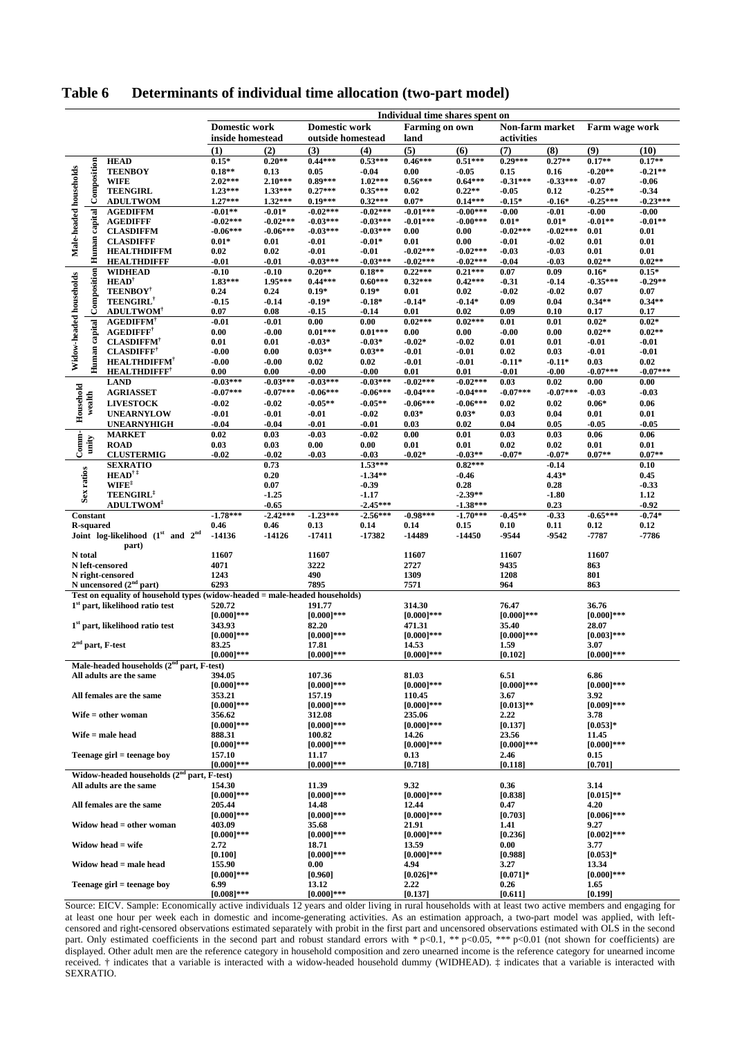## Table 6 Determinants of individual time allocation (two-part model)

| | | | Individual time shares spent on | | | | | | | | | |
|---|---|---|---|---|---|---|---|---|---|---|---|---|
| | | | Domestic work inside homestead | | Domestic work outside homestead | | Farming on own land | | Non-farm market activities | | Farm wage work | |
| | | | (1) | (2) | (3) | (4) | (5) | (6) | (7) | (8) | (9) | (10) |
| Male-headed households | Composition | HEAD | 0.15* | 0.20** | 0.44*** | 0.53*** | 0.46*** | 0.51*** | 0.29*** | 0.27** | 0.17** | 0.17** |
| | | TEENBOY | 0.18** | 0.13 | 0.05 | -0.04 | 0.00 | -0.05 | 0.15 | 0.16 | -0.20** | -0.21** |
| | | WIFE | 2.02*** | 2.10*** | 0.89*** | 1.02*** | 0.56*** | 0.64*** | -0.31*** | -0.33*** | -0.07 | -0.06 |
| | | TEENGIRL | 1.23*** | 1.33*** | 0.27*** | 0.35*** | 0.02 | 0.22** | -0.05 | 0.12 | -0.25** | -0.34 |
| | | ADULTWOM | 1.27*** | 1.32*** | 0.19*** | 0.32*** | 0.07* | 0.14*** | -0.15* | -0.16* | -0.25*** | -0.23*** |
| | Human capital | AGEDIFFM | -0.01** | -0.01* | -0.02*** | -0.02*** | -0.01*** | -0.00*** | -0.00 | -0.01 | -0.00 | -0.00 |
| | | AGEDIFFF | -0.02*** | -0.02*** | -0.03*** | -0.03*** | -0.01*** | -0.00*** | 0.01* | 0.01* | -0.01** | -0.01** |
| | | CLASDIFFM | -0.06*** | -0.06*** | -0.03*** | -0.03*** | 0.00 | 0.00 | -0.02*** | -0.02*** | 0.01 | 0.01 |
| | | CLASDIFFF | 0.01* | 0.01 | -0.01 | -0.01* | 0.01 | 0.00 | -0.01 | -0.02 | 0.01 | 0.01 |
| | | HEALTHDIFFM | 0.02 | 0.02 | -0.01 | -0.01 | -0.02*** | -0.02*** | -0.03 | -0.03 | 0.01 | 0.01 |
| | | HEALTHDIFFF | -0.01 | -0.01 | -0.03*** | -0.03*** | -0.02*** | -0.02*** | -0.04 | -0.03 | 0.02** | 0.02** |
| Widow-headed households | Composition | WIDHEAD | -0.10 | -0.10 | 0.20** | 0.18** | 0.22*** | 0.21*** | 0.07 | 0.09 | 0.16* | 0.15* |
| | | HEAD† | 1.83*** | 1.95*** | 0.44*** | 0.60*** | 0.32*** | 0.42*** | -0.31 | -0.14 | -0.35*** | -0.29** |
| | | TEENBOY† | 0.24 | 0.24 | 0.19* | 0.19* | 0.01 | 0.02 | -0.02 | -0.02 | 0.07 | 0.07 |
| | | TEENGIRL† | -0.15 | -0.14 | -0.19* | -0.18* | -0.14* | -0.14* | 0.09 | 0.04 | 0.34** | 0.34** |
| | | ADULTWOM† | 0.07 | 0.08 | -0.15 | -0.14 | 0.01 | 0.02 | 0.09 | 0.10 | 0.17 | 0.17 |
| | Human capital | AGEDIFFM† | -0.01 | -0.01 | 0.00 | 0.00 | 0.02*** | 0.02*** | 0.01 | 0.01 | 0.02* | 0.02* |
| | | AGEDIFFF† | 0.00 | -0.00 | 0.01*** | 0.01*** | 0.00 | 0.00 | -0.00 | 0.00 | 0.02** | 0.02** |
| | | CLASDIFFM† | 0.01 | 0.01 | -0.03* | -0.03* | -0.02* | -0.02 | 0.01 | 0.01 | -0.01 | -0.01 |
| | | CLASDIFFF† | -0.00 | 0.00 | 0.03** | 0.03** | -0.01 | -0.01 | 0.02 | 0.03 | -0.01 | -0.01 |
| | | HEALTHDIFFM† | -0.00 | -0.00 | 0.02 | 0.02 | -0.01 | -0.01 | -0.11* | -0.11* | 0.03 | 0.02 |
| | | HEALTHDIFFF† | 0.00 | 0.00 | -0.00 | -0.00 | 0.01 | 0.01 | -0.01 | -0.00 | -0.07*** | -0.07*** |
| Household wealth | | LAND | -0.03*** | -0.03*** | -0.03*** | -0.03*** | -0.02*** | -0.02*** | 0.03 | 0.02 | 0.00 | 0.00 |
| | | AGRIASSET | -0.07*** | -0.07*** | -0.06*** | -0.06*** | -0.04*** | -0.04*** | -0.07*** | -0.07*** | -0.03 | -0.03 |
| | | LIVESTOCK | -0.02 | -0.02 | -0.05** | -0.05** | -0.06*** | -0.06*** | 0.02 | 0.02 | 0.06* | 0.06 |
| | | UNEARNYLOW | -0.01 | -0.01 | -0.01 | -0.02 | 0.03* | 0.03* | 0.03 | 0.04 | 0.01 | 0.01 |
| | | UNEARNYHIGH | -0.04 | -0.04 | -0.01 | -0.01 | 0.03 | 0.02 | 0.04 | 0.05 | -0.05 | -0.05 |
| Community | | MARKET | 0.02 | 0.03 | -0.03 | -0.02 | 0.00 | 0.01 | 0.03 | 0.03 | 0.06 | 0.06 |
| | | ROAD | 0.03 | 0.03 | 0.00 | 0.00 | 0.01 | 0.01 | 0.02 | 0.02 | 0.01 | 0.01 |
| | | CLUSTERMIG | -0.02 | -0.02 | -0.03 | -0.03 | -0.02* | -0.03** | -0.07* | -0.07* | 0.07** | 0.07** |
| Sex ratios | | SEXRATIO | | 0.73 | | 1.53*** | | 0.82*** | | -0.14 | | 0.10 |
| | | HEAD†‡ | | 0.20 | | -1.34** | | -0.46 | | 4.43* | | 0.45 |
| | | WIFE‡ | | 0.07 | | -0.39 | | 0.28 | | 0.28 | | -0.33 |
| | | TEENGIRL‡ | | -1.25 | | -1.17 | | -2.39** | | -1.80 | | 1.12 |
| | | ADULTWOM‡ | | -0.65 | | -2.45*** | | -1.38*** | | 0.23 | | -0.92 |
| Constant | | | -1.78*** | -2.42*** | -1.23*** | -2.56*** | -0.98*** | -1.70*** | -0.45** | -0.33 | -0.65*** | -0.74* |
| R-squared | | | 0.46 | 0.46 | 0.13 | 0.14 | 0.14 | 0.15 | 0.10 | 0.11 | 0.12 | 0.12 |
| Joint log-likelihood (1st and 2nd part) | | | -14136 | -14126 | -17411 | -17382 | -14489 | -14450 | -9544 | -9542 | -7787 | -7786 |
| N total | | | 11607 | | 11607 | | 11607 | | 11607 | | 11607 | |
| N left-censored | | | 4071 | | 3222 | | 2727 | | 9435 | | 863 | |
| N right-censored | | | 1243 | | 490 | | 1309 | | 1208 | | 801 | |
| N uncensored (2nd part) | | | 6293 | | 7895 | | 7571 | | 964 | | 863 | |
| **Test on equality of household types (widow-headed = male-headed households)** | | | | | | | | | | | | |
| 1st part, likelihood ratio test | | | 520.72 [0.000]*** | | 191.77 [0.000]*** | | 314.30 [0.000]*** | | 76.47 [0.000]*** | | 36.76 [0.000]*** | |
| 1st part, likelihood ratio test | | | 343.93 [0.000]*** | | 82.20 [0.000]*** | | 471.31 [0.000]*** | | 35.40 [0.000]*** | | 28.07 [0.003]*** | |
| 2nd part, F-test | | | 83.25 [0.000]*** | | 17.81 [0.000]*** | | 14.53 [0.000]*** | | 1.59 [0.102] | | 3.07 [0.000]*** | |
| **Male-headed households (2nd part, F-test)** | | | | | | | | | | | | |
| All adults are the same | | | 394.05 [0.000]*** | | 107.36 [0.000]*** | | 81.03 [0.000]*** | | 6.51 [0.000]*** | | 6.86 [0.000]*** | |
| All females are the same | | | 353.21 [0.000]*** | | 157.19 [0.000]*** | | 110.45 [0.000]*** | | 3.67 [0.013]** | | 3.92 [0.009]*** | |
| Wife = other woman | | | 356.62 [0.000]*** | | 312.08 [0.000]*** | | 235.06 [0.000]*** | | 2.22 [0.137] | | 3.78 [0.053]* | |
| Wife = male head | | | 888.31 [0.000]*** | | 100.82 [0.000]*** | | 14.26 [0.000]*** | | 23.56 [0.000]*** | | 11.45 [0.000]*** | |
| Teenage girl = teenage boy | | | 157.10 [0.000]*** | | 11.17 [0.000]*** | | 0.13 [0.718] | | 2.46 [0.118] | | 0.15 [0.701] | |
| **Widow-headed households (2nd part, F-test)** | | | | | | | | | | | | |
| All adults are the same | | | 154.30 [0.000]*** | | 11.39 [0.000]*** | | 9.32 [0.000]*** | | 0.36 [0.838] | | 3.14 [0.015]** | |
| All females are the same | | | 205.44 [0.000]*** | | 14.48 [0.000]*** | | 12.44 [0.000]*** | | 0.47 [0.703] | | 4.20 [0.006]*** | |
| Widow head = other woman | | | 403.09 [0.000]*** | | 35.68 [0.000]*** | | 21.91 [0.000]*** | | 1.41 [0.236] | | 9.27 [0.002]*** | |
| Widow head = wife | | | 2.72 [0.100] | | 18.71 [0.000]*** | | 13.59 [0.000]*** | | 0.00 [0.988] | | 3.77 [0.053]* | |
| Widow head = male head | | | 155.90 [0.000]*** | | 0.00 [0.960] | | 4.94 [0.026]** | | 3.27 [0.071]* | | 13.34 [0.000]*** | |
| Teenage girl = teenage boy | | | 6.99 [0.008]*** | | 13.12 [0.000]*** | | 2.22 [0.137] | | 0.26 [0.611] | | 1.65 [0.199] | |

Source: EICV. Sample: Economically active individuals 12 years and older living in rural households with at least two active members and engaging for at least one hour per week each in domestic and income-generating activities. As an estimation approach, a two-part model was applied, with left-censored and right-censored observations estimated separately with probit in the first part and uncensored observations estimated with OLS in the second part. Only estimated coefficients in the second part and robust standard errors with * p<0.1, ** p<0.05, *** p<0.01 (not shown for coefficients) are displayed. Other adult men are the reference category in household composition and zero unearned income is the reference category for unearned income received. † indicates that a variable is interacted with a widow-headed household dummy (WIDHEAD). ‡ indicates that a variable is interacted with SEXRATIO.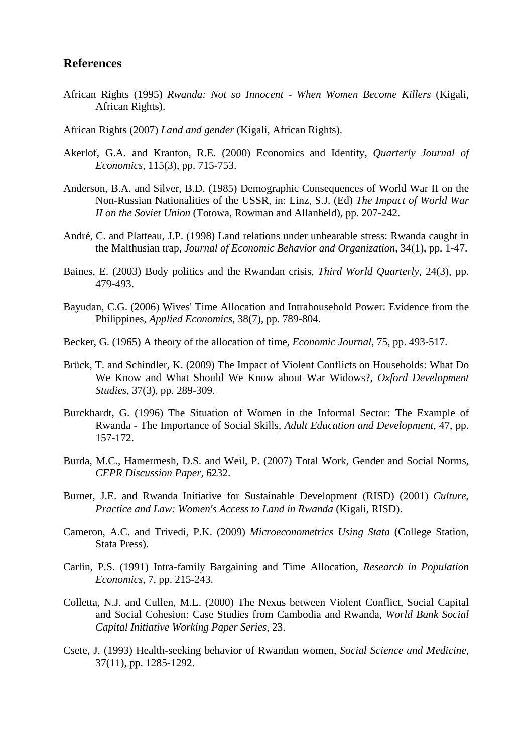## References

African Rights (1995) *Rwanda: Not so Innocent - When Women Become Killers* (Kigali, African Rights).

African Rights (2007) *Land and gender* (Kigali, African Rights).

Akerlof, G.A. and Kranton, R.E. (2000) Economics and Identity, *Quarterly Journal of Economics*, 115(3), pp. 715-753.

Anderson, B.A. and Silver, B.D. (1985) Demographic Consequences of World War II on the Non-Russian Nationalities of the USSR, in: Linz, S.J. (Ed) *The Impact of World War II on the Soviet Union* (Totowa, Rowman and Allanheld), pp. 207-242.

André, C. and Platteau, J.P. (1998) Land relations under unbearable stress: Rwanda caught in the Malthusian trap, *Journal of Economic Behavior and Organization*, 34(1), pp. 1-47.

Baines, E. (2003) Body politics and the Rwandan crisis, *Third World Quarterly*, 24(3), pp. 479-493.

Bayudan, C.G. (2006) Wives' Time Allocation and Intrahousehold Power: Evidence from the Philippines, *Applied Economics*, 38(7), pp. 789-804.

Becker, G. (1965) A theory of the allocation of time, *Economic Journal*, 75, pp. 493-517.

Brück, T. and Schindler, K. (2009) The Impact of Violent Conflicts on Households: What Do We Know and What Should We Know about War Widows?, *Oxford Development Studies*, 37(3), pp. 289-309.

Burckhardt, G. (1996) The Situation of Women in the Informal Sector: The Example of Rwanda - The Importance of Social Skills, *Adult Education and Development*, 47, pp. 157-172.

Burda, M.C., Hamermesh, D.S. and Weil, P. (2007) Total Work, Gender and Social Norms, *CEPR Discussion Paper*, 6232.

Burnet, J.E. and Rwanda Initiative for Sustainable Development (RISD) (2001) *Culture, Practice and Law: Women's Access to Land in Rwanda* (Kigali, RISD).

Cameron, A.C. and Trivedi, P.K. (2009) *Microeconometrics Using Stata* (College Station, Stata Press).

Carlin, P.S. (1991) Intra-family Bargaining and Time Allocation, *Research in Population Economics*, 7, pp. 215-243.

Colletta, N.J. and Cullen, M.L. (2000) The Nexus between Violent Conflict, Social Capital and Social Cohesion: Case Studies from Cambodia and Rwanda, *World Bank Social Capital Initiative Working Paper Series*, 23.

Csete, J. (1993) Health-seeking behavior of Rwandan women, *Social Science and Medicine*, 37(11), pp. 1285-1292.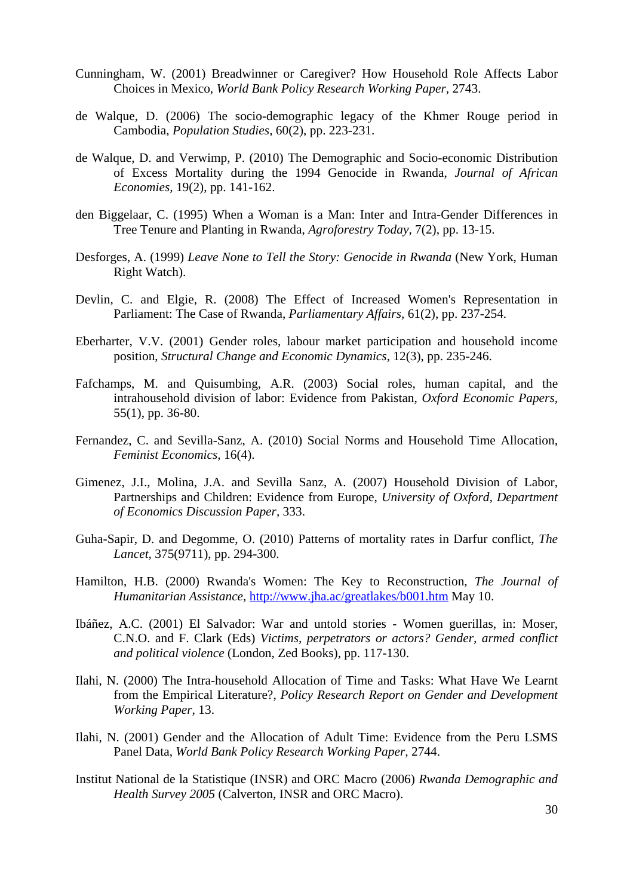Cunningham, W. (2001) Breadwinner or Caregiver? How Household Role Affects Labor Choices in Mexico, *World Bank Policy Research Working Paper*, 2743.

de Walque, D. (2006) The socio-demographic legacy of the Khmer Rouge period in Cambodia, *Population Studies*, 60(2), pp. 223-231.

de Walque, D. and Verwimp, P. (2010) The Demographic and Socio-economic Distribution of Excess Mortality during the 1994 Genocide in Rwanda, *Journal of African Economies*, 19(2), pp. 141-162.

den Biggelaar, C. (1995) When a Woman is a Man: Inter and Intra-Gender Differences in Tree Tenure and Planting in Rwanda, *Agroforestry Today*, 7(2), pp. 13-15.

Desforges, A. (1999) *Leave None to Tell the Story: Genocide in Rwanda* (New York, Human Right Watch).

Devlin, C. and Elgie, R. (2008) The Effect of Increased Women's Representation in Parliament: The Case of Rwanda, *Parliamentary Affairs*, 61(2), pp. 237-254.

Eberharter, V.V. (2001) Gender roles, labour market participation and household income position, *Structural Change and Economic Dynamics*, 12(3), pp. 235-246.

Fafchamps, M. and Quisumbing, A.R. (2003) Social roles, human capital, and the intrahousehold division of labor: Evidence from Pakistan, *Oxford Economic Papers*, 55(1), pp. 36-80.

Fernandez, C. and Sevilla-Sanz, A. (2010) Social Norms and Household Time Allocation, *Feminist Economics*, 16(4).

Gimenez, J.I., Molina, J.A. and Sevilla Sanz, A. (2007) Household Division of Labor, Partnerships and Children: Evidence from Europe, *University of Oxford, Department of Economics Discussion Paper*, 333.

Guha-Sapir, D. and Degomme, O. (2010) Patterns of mortality rates in Darfur conflict, *The Lancet*, 375(9711), pp. 294-300.

Hamilton, H.B. (2000) Rwanda's Women: The Key to Reconstruction, *The Journal of Humanitarian Assistance*, http://www.jha.ac/greatlakes/b001.htm May 10.

Ibáñez, A.C. (2001) El Salvador: War and untold stories - Women guerillas, in: Moser, C.N.O. and F. Clark (Eds) *Victims, perpetrators or actors? Gender, armed conflict and political violence* (London, Zed Books), pp. 117-130.

Ilahi, N. (2000) The Intra-household Allocation of Time and Tasks: What Have We Learnt from the Empirical Literature?, *Policy Research Report on Gender and Development Working Paper*, 13.

Ilahi, N. (2001) Gender and the Allocation of Adult Time: Evidence from the Peru LSMS Panel Data, *World Bank Policy Research Working Paper*, 2744.

Institut National de la Statistique (INSR) and ORC Macro (2006) *Rwanda Demographic and Health Survey 2005* (Calverton, INSR and ORC Macro).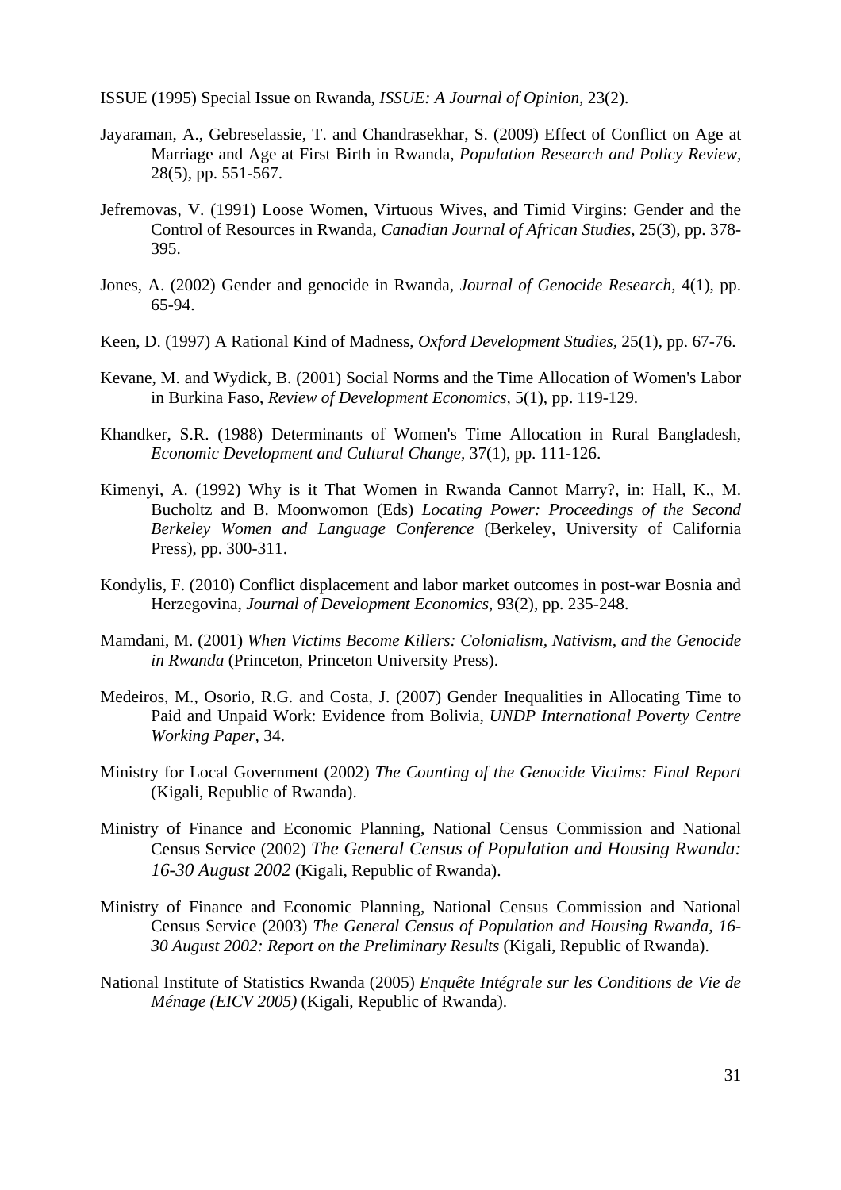ISSUE (1995) Special Issue on Rwanda, *ISSUE: A Journal of Opinion,* 23(2).

Jayaraman, A., Gebreselassie, T. and Chandrasekhar, S. (2009) Effect of Conflict on Age at Marriage and Age at First Birth in Rwanda, *Population Research and Policy Review,* 28(5), pp. 551-567.

Jefremovas, V. (1991) Loose Women, Virtuous Wives, and Timid Virgins: Gender and the Control of Resources in Rwanda, *Canadian Journal of African Studies,* 25(3), pp. 378-395.

Jones, A. (2002) Gender and genocide in Rwanda, *Journal of Genocide Research,* 4(1), pp. 65-94.

Keen, D. (1997) A Rational Kind of Madness, *Oxford Development Studies,* 25(1), pp. 67-76.

Kevane, M. and Wydick, B. (2001) Social Norms and the Time Allocation of Women's Labor in Burkina Faso, *Review of Development Economics,* 5(1), pp. 119-129.

Khandker, S.R. (1988) Determinants of Women's Time Allocation in Rural Bangladesh, *Economic Development and Cultural Change,* 37(1), pp. 111-126.

Kimenyi, A. (1992) Why is it That Women in Rwanda Cannot Marry?, in: Hall, K., M. Bucholtz and B. Moonwomon (Eds) *Locating Power: Proceedings of the Second Berkeley Women and Language Conference* (Berkeley, University of California Press), pp. 300-311.

Kondylis, F. (2010) Conflict displacement and labor market outcomes in post-war Bosnia and Herzegovina, *Journal of Development Economics*, 93(2), pp. 235-248.

Mamdani, M. (2001) *When Victims Become Killers: Colonialism, Nativism, and the Genocide in Rwanda* (Princeton, Princeton University Press).

Medeiros, M., Osorio, R.G. and Costa, J. (2007) Gender Inequalities in Allocating Time to Paid and Unpaid Work: Evidence from Bolivia, *UNDP International Poverty Centre Working Paper*, 34.

Ministry for Local Government (2002) *The Counting of the Genocide Victims: Final Report* (Kigali, Republic of Rwanda).

Ministry of Finance and Economic Planning, National Census Commission and National Census Service (2002) *The General Census of Population and Housing Rwanda: 16-30 August 2002* (Kigali, Republic of Rwanda).

Ministry of Finance and Economic Planning, National Census Commission and National Census Service (2003) *The General Census of Population and Housing Rwanda, 16-30 August 2002: Report on the Preliminary Results* (Kigali, Republic of Rwanda).

National Institute of Statistics Rwanda (2005) *Enquête Intégrale sur les Conditions de Vie de Ménage (EICV 2005)* (Kigali, Republic of Rwanda).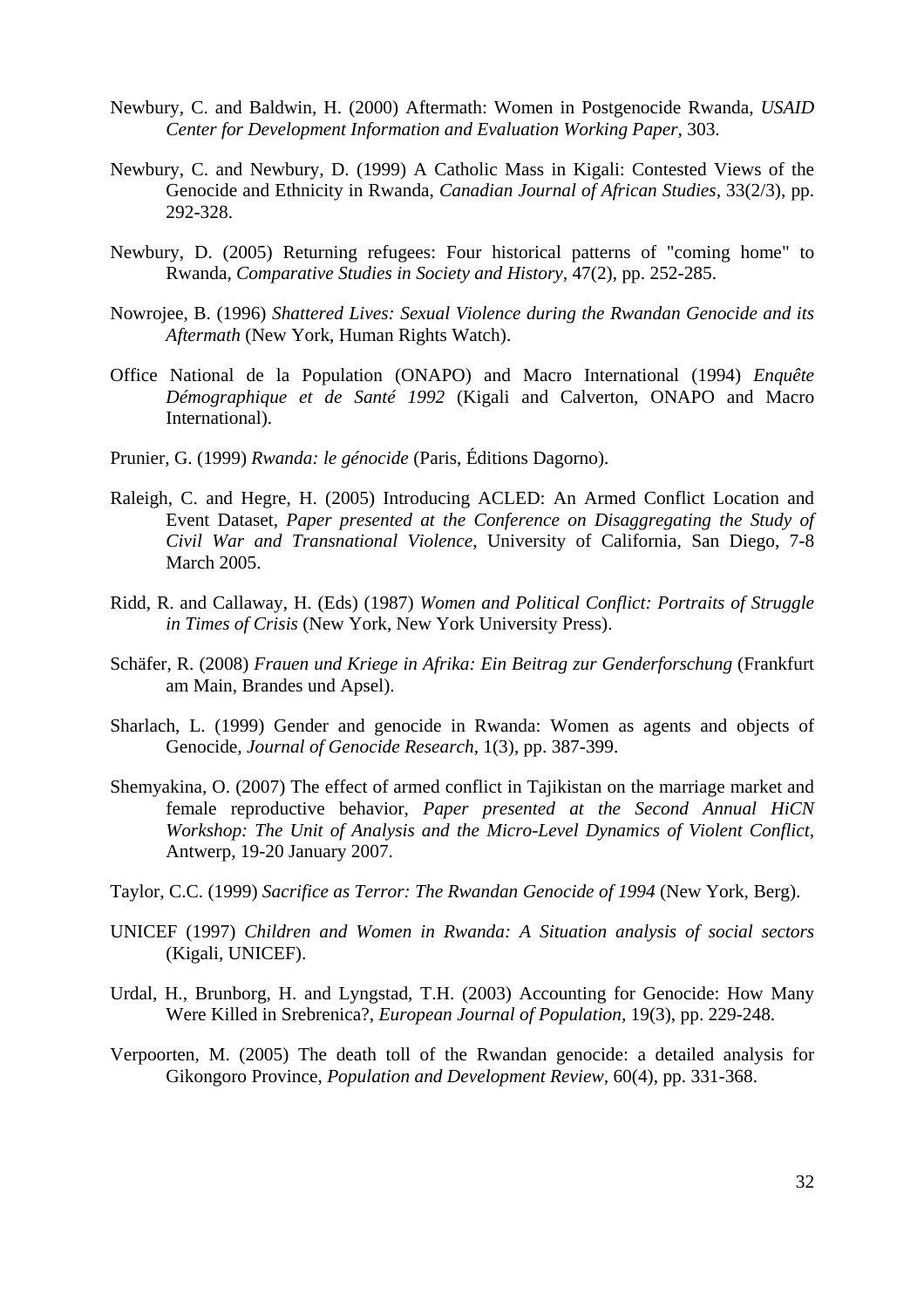Newbury, C. and Baldwin, H. (2000) Aftermath: Women in Postgenocide Rwanda, *USAID Center for Development Information and Evaluation Working Paper*, 303.

Newbury, C. and Newbury, D. (1999) A Catholic Mass in Kigali: Contested Views of the Genocide and Ethnicity in Rwanda, *Canadian Journal of African Studies*, 33(2/3), pp. 292-328.

Newbury, D. (2005) Returning refugees: Four historical patterns of "coming home" to Rwanda, *Comparative Studies in Society and History*, 47(2), pp. 252-285.

Nowrojee, B. (1996) *Shattered Lives: Sexual Violence during the Rwandan Genocide and its Aftermath* (New York, Human Rights Watch).

Office National de la Population (ONAPO) and Macro International (1994) *Enquête Démographique et de Santé 1992* (Kigali and Calverton, ONAPO and Macro International).

Prunier, G. (1999) *Rwanda: le génocide* (Paris, Éditions Dagorno).

Raleigh, C. and Hegre, H. (2005) Introducing ACLED: An Armed Conflict Location and Event Dataset, *Paper presented at the Conference on Disaggregating the Study of Civil War and Transnational Violence*, University of California, San Diego, 7-8 March 2005.

Ridd, R. and Callaway, H. (Eds) (1987) *Women and Political Conflict: Portraits of Struggle in Times of Crisis* (New York, New York University Press).

Schäfer, R. (2008) *Frauen und Kriege in Afrika: Ein Beitrag zur Genderforschung* (Frankfurt am Main, Brandes und Apsel).

Sharlach, L. (1999) Gender and genocide in Rwanda: Women as agents and objects of Genocide, *Journal of Genocide Research*, 1(3), pp. 387-399.

Shemyakina, O. (2007) The effect of armed conflict in Tajikistan on the marriage market and female reproductive behavior, *Paper presented at the Second Annual HiCN Workshop: The Unit of Analysis and the Micro-Level Dynamics of Violent Conflict*, Antwerp, 19-20 January 2007.

Taylor, C.C. (1999) *Sacrifice as Terror: The Rwandan Genocide of 1994* (New York, Berg).

UNICEF (1997) *Children and Women in Rwanda: A Situation analysis of social sectors* (Kigali, UNICEF).

Urdal, H., Brunborg, H. and Lyngstad, T.H. (2003) Accounting for Genocide: How Many Were Killed in Srebrenica?, *European Journal of Population*, 19(3), pp. 229-248.

Verpoorten, M. (2005) The death toll of the Rwandan genocide: a detailed analysis for Gikongoro Province, *Population and Development Review*, 60(4), pp. 331-368.